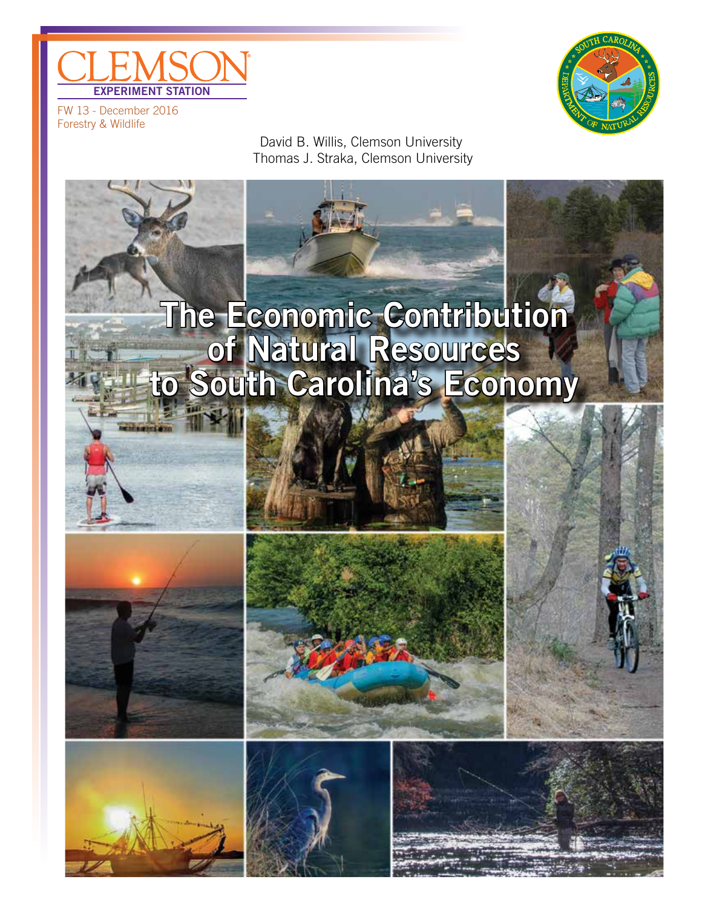CLEMSON

EXPERIMENT STATION

FW 13 - December 2016
Forestry & Wildlife

David B. Willis, Clemson University
Thomas J. Straka, Clemson University

# The Economic Contribution of Natural Resources to South Carolina's Economy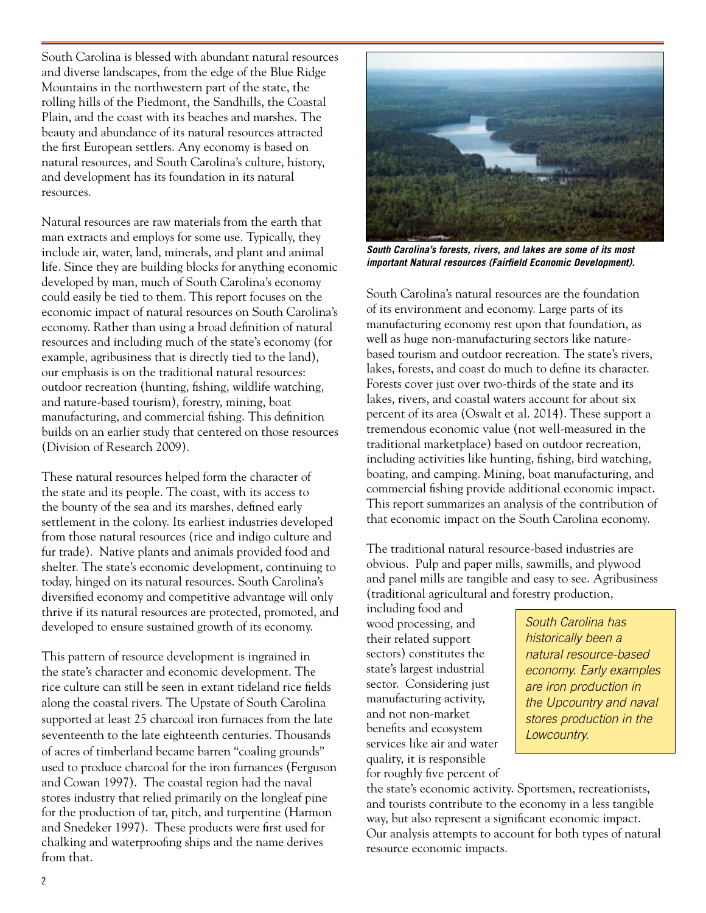South Carolina is blessed with abundant natural resources and diverse landscapes, from the edge of the Blue Ridge Mountains in the northwestern part of the state, the rolling hills of the Piedmont, the Sandhills, the Coastal Plain, and the coast with its beaches and marshes. The beauty and abundance of its natural resources attracted the first European settlers. Any economy is based on natural resources, and South Carolina's culture, history, and development has its foundation in its natural resources.

Natural resources are raw materials from the earth that man extracts and employs for some use. Typically, they include air, water, land, minerals, and plant and animal life. Since they are building blocks for anything economic developed by man, much of South Carolina's economy could easily be tied to them. This report focuses on the economic impact of natural resources on South Carolina's economy. Rather than using a broad definition of natural resources and including much of the state's economy (for example, agribusiness that is directly tied to the land), our emphasis is on the traditional natural resources: outdoor recreation (hunting, fishing, wildlife watching, and nature-based tourism), forestry, mining, boat manufacturing, and commercial fishing. This definition builds on an earlier study that centered on those resources (Division of Research 2009).

These natural resources helped form the character of the state and its people. The coast, with its access to the bounty of the sea and its marshes, defined early settlement in the colony. Its earliest industries developed from those natural resources (rice and indigo culture and fur trade). Native plants and animals provided food and shelter. The state's economic development, continuing to today, hinged on its natural resources. South Carolina's diversified economy and competitive advantage will only thrive if its natural resources are protected, promoted, and developed to ensure sustained growth of its economy.

This pattern of resource development is ingrained in the state's character and economic development. The rice culture can still be seen in extant tideland rice fields along the coastal rivers. The Upstate of South Carolina supported at least 25 charcoal iron furnaces from the late seventeenth to the late eighteenth centuries. Thousands of acres of timberland became barren "coaling grounds" used to produce charcoal for the iron furnaces (Ferguson and Cowan 1997). The coastal region had the naval stores industry that relied primarily on the longleaf pine for the production of tar, pitch, and turpentine (Harmon and Snedeker 1997). These products were first used for chalking and waterproofing ships and the name derives from that.

***South Carolina's forests, rivers, and lakes are some of its most important Natural resources (Fairfield Economic Development).***

South Carolina's natural resources are the foundation of its environment and economy. Large parts of its manufacturing economy rest upon that foundation, as well as huge non-manufacturing sectors like nature-based tourism and outdoor recreation. The state's rivers, lakes, forests, and coast do much to define its character. Forests cover just over two-thirds of the state and its lakes, rivers, and coastal waters account for about six percent of its area (Oswalt et al. 2014). These support a tremendous economic value (not well-measured in the traditional marketplace) based on outdoor recreation, including activities like hunting, fishing, bird watching, boating, and camping. Mining, boat manufacturing, and commercial fishing provide additional economic impact. This report summarizes an analysis of the contribution of that economic impact on the South Carolina economy.

The traditional natural resource-based industries are obvious. Pulp and paper mills, sawmills, and plywood and panel mills are tangible and easy to see. Agribusiness (traditional agricultural and forestry production, including food and wood processing, and their related support sectors) constitutes the state's largest industrial sector. Considering just manufacturing activity, and not non-market benefits and ecosystem services like air and water quality, it is responsible for roughly five percent of the state's economic activity. Sportsmen, recreationists, and tourists contribute to the economy in a less tangible way, but also represent a significant economic impact. Our analysis attempts to account for both types of natural resource economic impacts.

*South Carolina has historically been a natural resource-based economy. Early examples are iron production in the Upcountry and naval stores production in the Lowcountry.*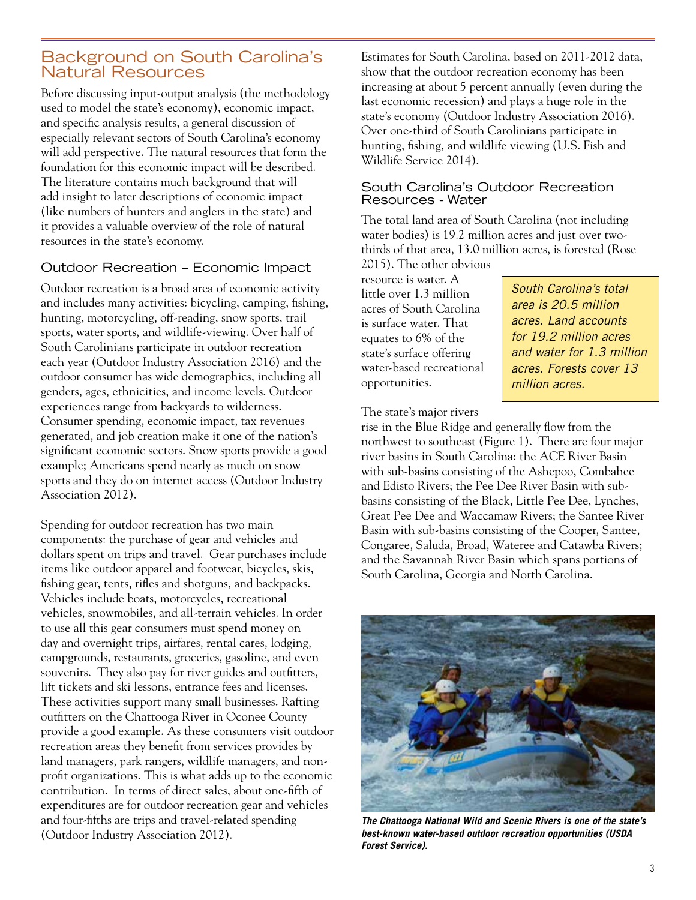## Background on South Carolina's Natural Resources

Before discussing input-output analysis (the methodology used to model the state's economy), economic impact, and specific analysis results, a general discussion of especially relevant sectors of South Carolina's economy will add perspective. The natural resources that form the foundation for this economic impact will be described. The literature contains much background that will add insight to later descriptions of economic impact (like numbers of hunters and anglers in the state) and it provides a valuable overview of the role of natural resources in the state's economy.

### Outdoor Recreation – Economic Impact

Outdoor recreation is a broad area of economic activity and includes many activities: bicycling, camping, fishing, hunting, motorcycling, off-reading, snow sports, trail sports, water sports, and wildlife-viewing. Over half of South Carolinians participate in outdoor recreation each year (Outdoor Industry Association 2016) and the outdoor consumer has wide demographics, including all genders, ages, ethnicities, and income levels. Outdoor experiences range from backyards to wilderness. Consumer spending, economic impact, tax revenues generated, and job creation make it one of the nation's significant economic sectors. Snow sports provide a good example; Americans spend nearly as much on snow sports and they do on internet access (Outdoor Industry Association 2012).

Spending for outdoor recreation has two main components: the purchase of gear and vehicles and dollars spent on trips and travel. Gear purchases include items like outdoor apparel and footwear, bicycles, skis, fishing gear, tents, rifles and shotguns, and backpacks. Vehicles include boats, motorcycles, recreational vehicles, snowmobiles, and all-terrain vehicles. In order to use all this gear consumers must spend money on day and overnight trips, airfares, rental cares, lodging, campgrounds, restaurants, groceries, gasoline, and even souvenirs. They also pay for river guides and outfitters, lift tickets and ski lessons, entrance fees and licenses. These activities support many small businesses. Rafting outfitters on the Chattooga River in Oconee County provide a good example. As these consumers visit outdoor recreation areas they benefit from services provides by land managers, park rangers, wildlife managers, and non-profit organizations. This is what adds up to the economic contribution. In terms of direct sales, about one-fifth of expenditures are for outdoor recreation gear and vehicles and four-fifths are trips and travel-related spending (Outdoor Industry Association 2012).

Estimates for South Carolina, based on 2011-2012 data, show that the outdoor recreation economy has been increasing at about 5 percent annually (even during the last economic recession) and plays a huge role in the state's economy (Outdoor Industry Association 2016). Over one-third of South Carolinians participate in hunting, fishing, and wildlife viewing (U.S. Fish and Wildlife Service 2014).

### South Carolina's Outdoor Recreation Resources - Water

The total land area of South Carolina (not including water bodies) is 19.2 million acres and just over two-thirds of that area, 13.0 million acres, is forested (Rose 2015). The other obvious resource is water. A little over 1.3 million acres of South Carolina is surface water. That equates to 6% of the state's surface offering water-based recreational opportunities.

*South Carolina's total area is 20.5 million acres. Land accounts for 19.2 million acres and water for 1.3 million acres. Forests cover 13 million acres.*

The state's major rivers rise in the Blue Ridge and generally flow from the northwest to southeast (Figure 1). There are four major river basins in South Carolina: the ACE River Basin with sub-basins consisting of the Ashepoo, Combahee and Edisto Rivers; the Pee Dee River Basin with sub-basins consisting of the Black, Little Pee Dee, Lynches, Great Pee Dee and Waccamaw Rivers; the Santee River Basin with sub-basins consisting of the Cooper, Santee, Congaree, Saluda, Broad, Wateree and Catawba Rivers; and the Savannah River Basin which spans portions of South Carolina, Georgia and North Carolina.

***The Chattooga National Wild and Scenic Rivers is one of the state's best-known water-based outdoor recreation opportunities (USDA Forest Service).***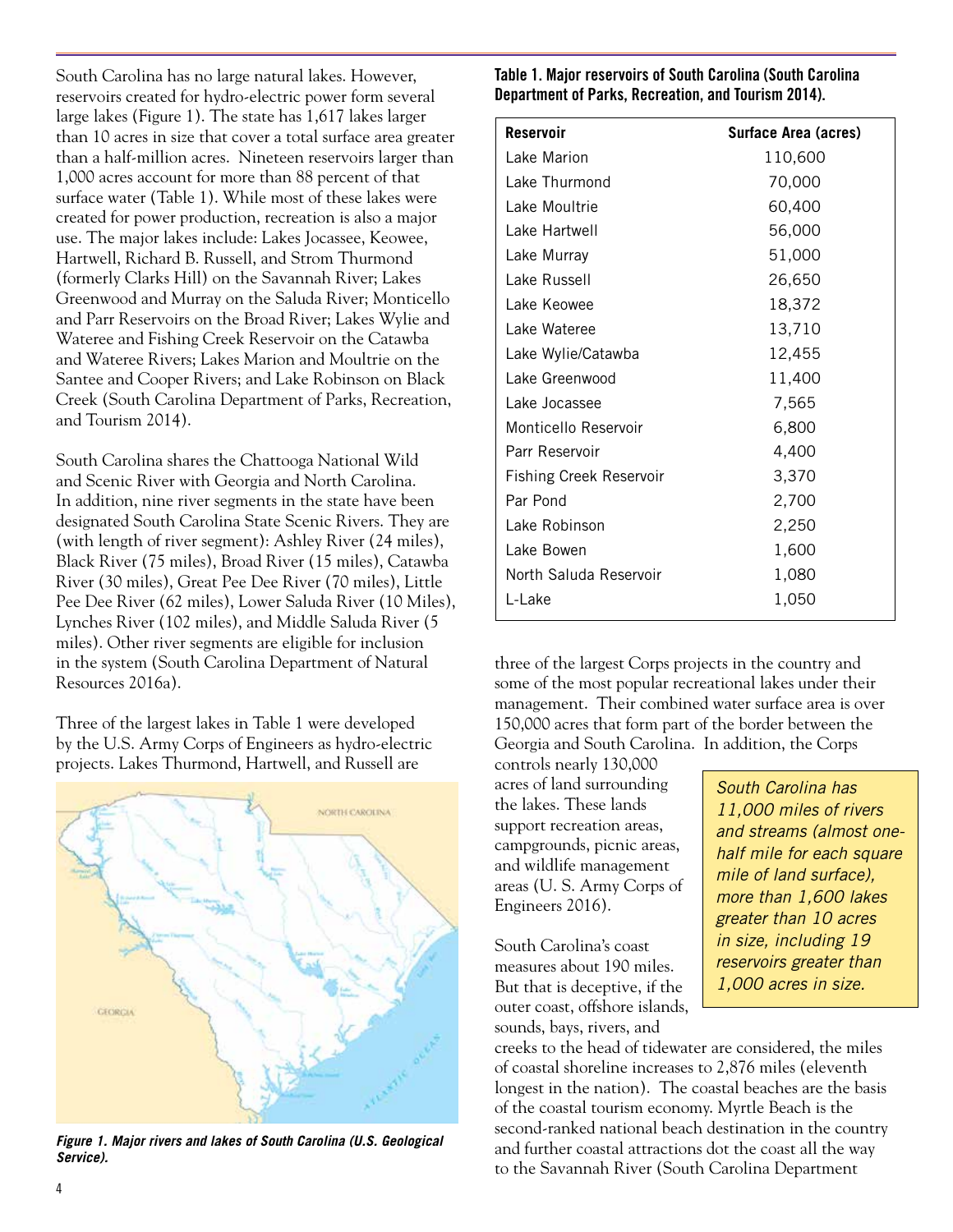South Carolina has no large natural lakes. However, reservoirs created for hydro-electric power form several large lakes (Figure 1). The state has 1,617 lakes larger than 10 acres in size that cover a total surface area greater than a half-million acres. Nineteen reservoirs larger than 1,000 acres account for more than 88 percent of that surface water (Table 1). While most of these lakes were created for power production, recreation is also a major use. The major lakes include: Lakes Jocassee, Keowee, Hartwell, Richard B. Russell, and Strom Thurmond (formerly Clarks Hill) on the Savannah River; Lakes Greenwood and Murray on the Saluda River; Monticello and Parr Reservoirs on the Broad River; Lakes Wylie and Wateree and Fishing Creek Reservoir on the Catawba and Wateree Rivers; Lakes Marion and Moultrie on the Santee and Cooper Rivers; and Lake Robinson on Black Creek (South Carolina Department of Parks, Recreation, and Tourism 2014).

South Carolina shares the Chattooga National Wild and Scenic River with Georgia and North Carolina. In addition, nine river segments in the state have been designated South Carolina State Scenic Rivers. They are (with length of river segment): Ashley River (24 miles), Black River (75 miles), Broad River (15 miles), Catawba River (30 miles), Great Pee Dee River (70 miles), Little Pee Dee River (62 miles), Lower Saluda River (10 Miles), Lynches River (102 miles), and Middle Saluda River (5 miles). Other river segments are eligible for inclusion in the system (South Carolina Department of Natural Resources 2016a).

Three of the largest lakes in Table 1 were developed by the U.S. Army Corps of Engineers as hydro-electric projects. Lakes Thurmond, Hartwell, and Russell are three of the largest Corps projects in the country and some of the most popular recreational lakes under their management. Their combined water surface area is over 150,000 acres that form part of the border between the Georgia and South Carolina. In addition, the Corps controls nearly 130,000 acres of land surrounding the lakes. These lands support recreation areas, campgrounds, picnic areas, and wildlife management areas (U. S. Army Corps of Engineers 2016).

*Figure 1. Major rivers and lakes of South Carolina (U.S. Geological Service).*

**Table 1. Major reservoirs of South Carolina (South Carolina Department of Parks, Recreation, and Tourism 2014).**

| Reservoir | Surface Area (acres) |
|---|---|
| Lake Marion | 110,600 |
| Lake Thurmond | 70,000 |
| Lake Moultrie | 60,400 |
| Lake Hartwell | 56,000 |
| Lake Murray | 51,000 |
| Lake Russell | 26,650 |
| Lake Keowee | 18,372 |
| Lake Wateree | 13,710 |
| Lake Wylie/Catawba | 12,455 |
| Lake Greenwood | 11,400 |
| Lake Jocassee | 7,565 |
| Monticello Reservoir | 6,800 |
| Parr Reservoir | 4,400 |
| Fishing Creek Reservoir | 3,370 |
| Par Pond | 2,700 |
| Lake Robinson | 2,250 |
| Lake Bowen | 1,600 |
| North Saluda Reservoir | 1,080 |
| L-Lake | 1,050 |

*South Carolina has 11,000 miles of rivers and streams (almost one-half mile for each square mile of land surface), more than 1,600 lakes greater than 10 acres in size, including 19 reservoirs greater than 1,000 acres in size.*

South Carolina's coast measures about 190 miles. But that is deceptive, if the outer coast, offshore islands, sounds, bays, rivers, and creeks to the head of tidewater are considered, the miles of coastal shoreline increases to 2,876 miles (eleventh longest in the nation). The coastal beaches are the basis of the coastal tourism economy. Myrtle Beach is the second-ranked national beach destination in the country and further coastal attractions dot the coast all the way to the Savannah River (South Carolina Department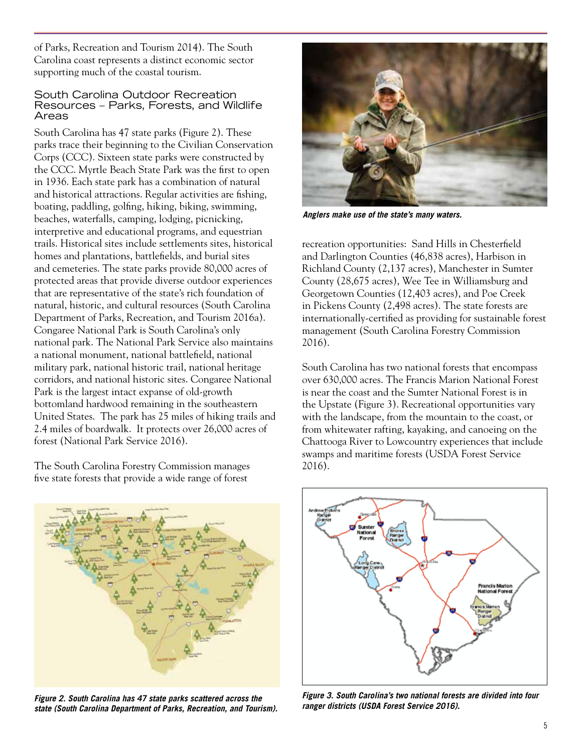of Parks, Recreation and Tourism 2014). The South Carolina coast represents a distinct economic sector supporting much of the coastal tourism.

## South Carolina Outdoor Recreation Resources – Parks, Forests, and Wildlife Areas

South Carolina has 47 state parks (Figure 2). These parks trace their beginning to the Civilian Conservation Corps (CCC). Sixteen state parks were constructed by the CCC. Myrtle Beach State Park was the first to open in 1936. Each state park has a combination of natural and historical attractions. Regular activities are fishing, boating, paddling, golfing, hiking, biking, swimming, beaches, waterfalls, camping, lodging, picnicking, interpretive and educational programs, and equestrian trails. Historical sites include settlements sites, historical homes and plantations, battlefields, and burial sites and cemeteries. The state parks provide 80,000 acres of protected areas that provide diverse outdoor experiences that are representative of the state's rich foundation of natural, historic, and cultural resources (South Carolina Department of Parks, Recreation, and Tourism 2016a). Congaree National Park is South Carolina's only national park. The National Park Service also maintains a national monument, national battlefield, national military park, national historic trail, national heritage corridors, and national historic sites. Congaree National Park is the largest intact expanse of old-growth bottomland hardwood remaining in the southeastern United States. The park has 25 miles of hiking trails and 2.4 miles of boardwalk. It protects over 26,000 acres of forest (National Park Service 2016).

The South Carolina Forestry Commission manages five state forests that provide a wide range of forest recreation opportunities: Sand Hills in Chesterfield and Darlington Counties (46,838 acres), Harbison in Richland County (2,137 acres), Manchester in Sumter County (28,675 acres), Wee Tee in Williamsburg and Georgetown Counties (12,403 acres), and Poe Creek in Pickens County (2,498 acres). The state forests are internationally-certified as providing for sustainable forest management (South Carolina Forestry Commission 2016).

*Anglers make use of the state's many waters.*

South Carolina has two national forests that encompass over 630,000 acres. The Francis Marion National Forest is near the coast and the Sumter National Forest is in the Upstate (Figure 3). Recreational opportunities vary with the landscape, from the mountain to the coast, or from whitewater rafting, kayaking, and canoeing on the Chattooga River to Lowcountry experiences that include swamps and maritime forests (USDA Forest Service 2016).

*Figure 2. South Carolina has 47 state parks scattered across the state (South Carolina Department of Parks, Recreation, and Tourism).*

*Figure 3. South Carolina's two national forests are divided into four ranger districts (USDA Forest Service 2016).*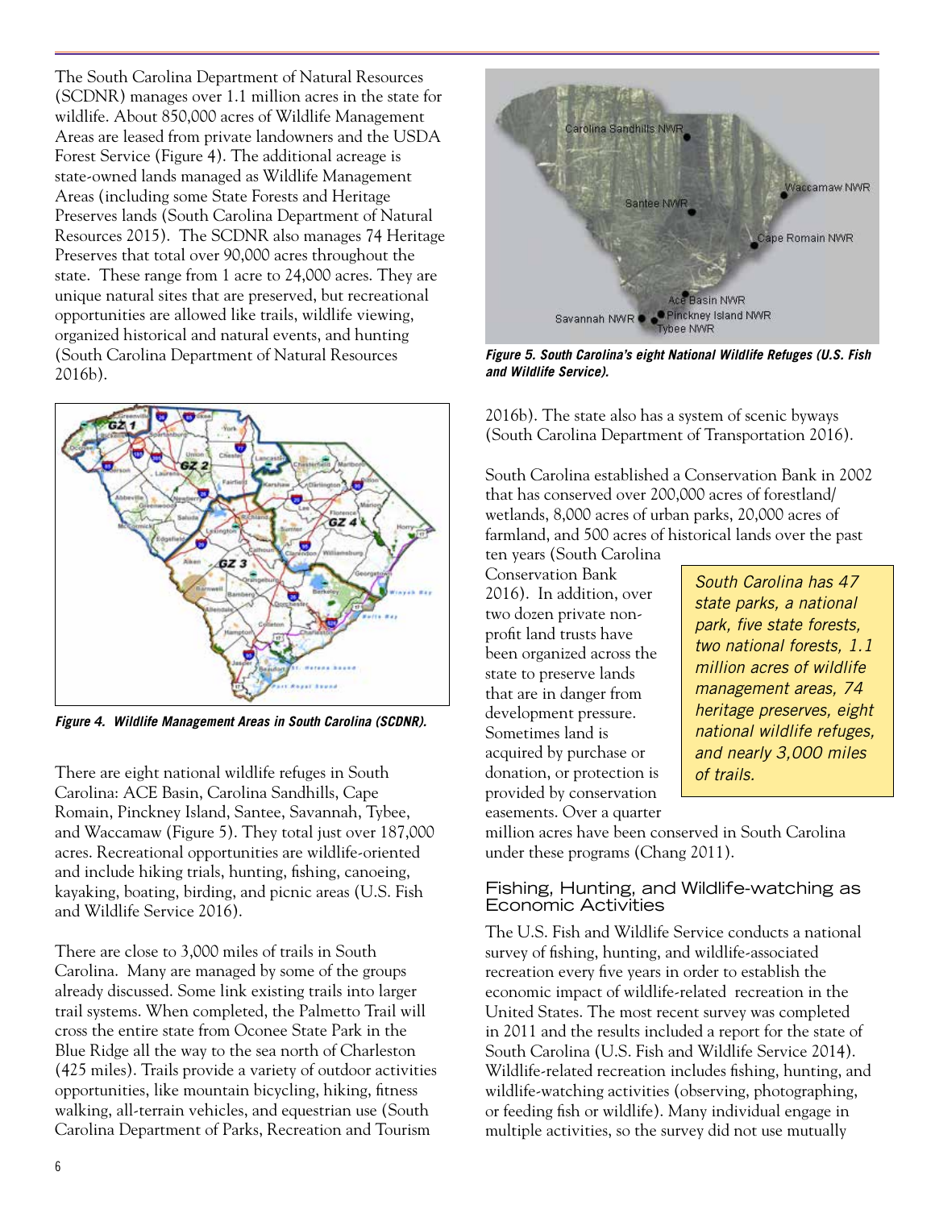The South Carolina Department of Natural Resources (SCDNR) manages over 1.1 million acres in the state for wildlife. About 850,000 acres of Wildlife Management Areas are leased from private landowners and the USDA Forest Service (Figure 4). The additional acreage is state-owned lands managed as Wildlife Management Areas (including some State Forests and Heritage Preserves lands (South Carolina Department of Natural Resources 2015). The SCDNR also manages 74 Heritage Preserves that total over 90,000 acres throughout the state. These range from 1 acre to 24,000 acres. They are unique natural sites that are preserved, but recreational opportunities are allowed like trails, wildlife viewing, organized historical and natural events, and hunting (South Carolina Department of Natural Resources 2016b).

***Figure 4. Wildlife Management Areas in South Carolina (SCDNR).***

There are eight national wildlife refuges in South Carolina: ACE Basin, Carolina Sandhills, Cape Romain, Pinckney Island, Santee, Savannah, Tybee, and Waccamaw (Figure 5). They total just over 187,000 acres. Recreational opportunities are wildlife-oriented and include hiking trials, hunting, fishing, canoeing, kayaking, boating, birding, and picnic areas (U.S. Fish and Wildlife Service 2016).

There are close to 3,000 miles of trails in South Carolina. Many are managed by some of the groups already discussed. Some link existing trails into larger trail systems. When completed, the Palmetto Trail will cross the entire state from Oconee State Park in the Blue Ridge all the way to the sea north of Charleston (425 miles). Trails provide a variety of outdoor activities opportunities, like mountain bicycling, hiking, fitness walking, all-terrain vehicles, and equestrian use (South Carolina Department of Parks, Recreation and Tourism 2016b). The state also has a system of scenic byways (South Carolina Department of Transportation 2016).

***Figure 5. South Carolina's eight National Wildlife Refuges (U.S. Fish and Wildlife Service).***

South Carolina established a Conservation Bank in 2002 that has conserved over 200,000 acres of forestland/wetlands, 8,000 acres of urban parks, 20,000 acres of farmland, and 500 acres of historical lands over the past ten years (South Carolina Conservation Bank 2016). In addition, over two dozen private non-profit land trusts have been organized across the state to preserve lands that are in danger from development pressure. Sometimes land is acquired by purchase or donation, or protection is provided by conservation easements. Over a quarter million acres have been conserved in South Carolina under these programs (Chang 2011).

> *South Carolina has 47 state parks, a national park, five state forests, two national forests, 1.1 million acres of wildlife management areas, 74 heritage preserves, eight national wildlife refuges, and nearly 3,000 miles of trails.*

## Fishing, Hunting, and Wildlife-watching as Economic Activities

The U.S. Fish and Wildlife Service conducts a national survey of fishing, hunting, and wildlife-associated recreation every five years in order to establish the economic impact of wildlife-related recreation in the United States. The most recent survey was completed in 2011 and the results included a report for the state of South Carolina (U.S. Fish and Wildlife Service 2014). Wildlife-related recreation includes fishing, hunting, and wildlife-watching activities (observing, photographing, or feeding fish or wildlife). Many individual engage in multiple activities, so the survey did not use mutually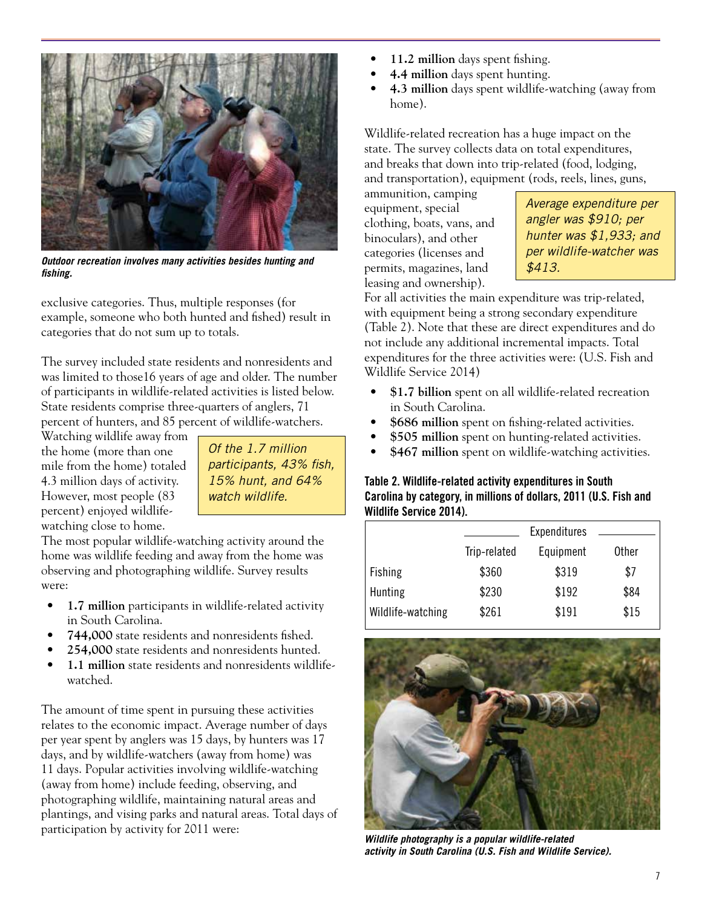*Outdoor recreation involves many activities besides hunting and fishing.*

exclusive categories. Thus, multiple responses (for example, someone who both hunted and fished) result in categories that do not sum up to totals.

The survey included state residents and nonresidents and was limited to those16 years of age and older. The number of participants in wildlife-related activities is listed below. State residents comprise three-quarters of anglers, 71 percent of hunters, and 85 percent of wildlife-watchers. Watching wildlife away from the home (more than one mile from the home) totaled 4.3 million days of activity. However, most people (83 percent) enjoyed wildlife-watching close to home. The most popular wildlife-watching activity around the home was wildlife feeding and away from the home was observing and photographing wildlife. Survey results were:

*Of the 1.7 million participants, 43% fish, 15% hunt, and 64% watch wildlife.*

- **1.7 million** participants in wildlife-related activity in South Carolina.
- **744,000** state residents and nonresidents fished.
- **254,000** state residents and nonresidents hunted.
- **1.1 million** state residents and nonresidents wildlife-watched.

The amount of time spent in pursuing these activities relates to the economic impact. Average number of days per year spent by anglers was 15 days, by hunters was 17 days, and by wildlife-watchers (away from home) was 11 days. Popular activities involving wildlife-watching (away from home) include feeding, observing, and photographing wildlife, maintaining natural areas and plantings, and vising parks and natural areas. Total days of participation by activity for 2011 were:

- **11.2 million** days spent fishing.
- **4.4 million** days spent hunting.
- **4.3 million** days spent wildlife-watching (away from home).

Wildlife-related recreation has a huge impact on the state. The survey collects data on total expenditures, and breaks that down into trip-related (food, lodging, and transportation), equipment (rods, reels, lines, guns, ammunition, camping equipment, special clothing, boats, vans, and binoculars), and other categories (licenses and permits, magazines, land leasing and ownership). For all activities the main expenditure was trip-related, with equipment being a strong secondary expenditure (Table 2). Note that these are direct expenditures and do not include any additional incremental impacts. Total expenditures for the three activities were: (U.S. Fish and Wildlife Service 2014)

*Average expenditure per angler was $910; per hunter was $1,933; and per wildlife-watcher was $413.*

- **$1.7 billion** spent on all wildlife-related recreation in South Carolina.
- **$686 million** spent on fishing-related activities.
- **$505 million** spent on hunting-related activities.
- **$467 million** spent on wildlife-watching activities.

**Table 2. Wildlife-related activity expenditures in South Carolina by category, in millions of dollars, 2011 (U.S. Fish and Wildlife Service 2014).**

| | Expenditures | | |
|---|---|---|---|
| | Trip-related | Equipment | Other |
| Fishing | $360 | $319 | $7 |
| Hunting | $230 | $192 | $84 |
| Wildlife-watching | $261 | $191 | $15 |

*Wildlife photography is a popular wildlife-related activity in South Carolina (U.S. Fish and Wildlife Service).*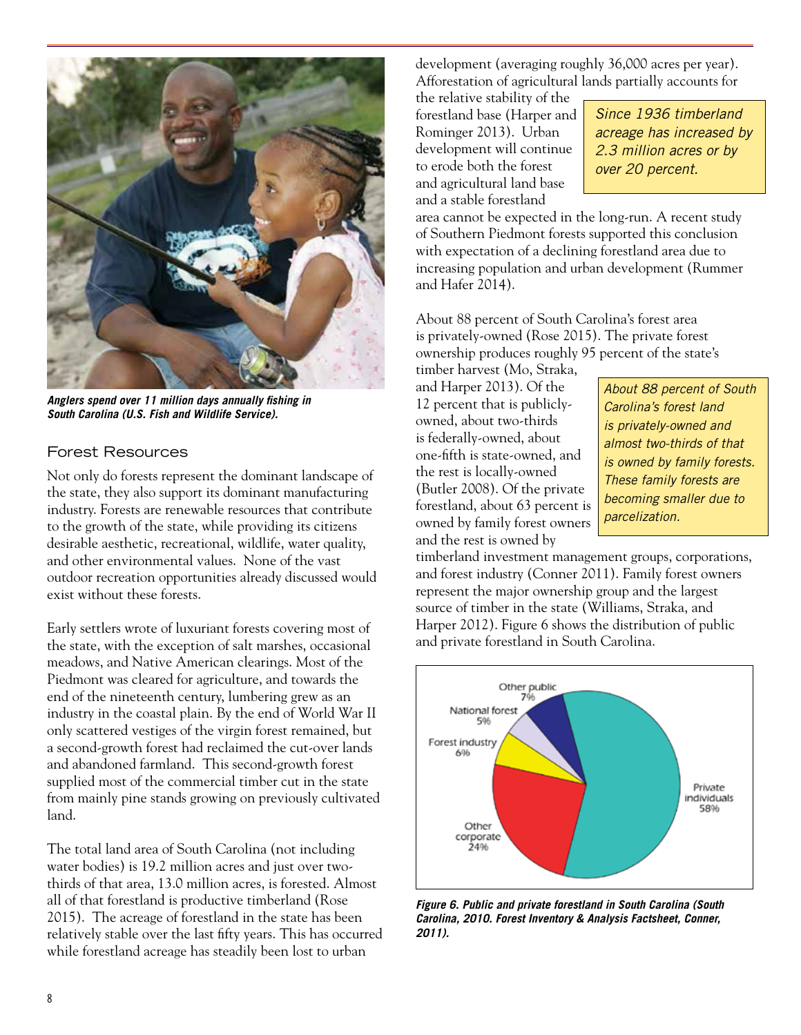*Anglers spend over 11 million days annually fishing in South Carolina (U.S. Fish and Wildlife Service).*

## Forest Resources

Not only do forests represent the dominant landscape of the state, they also support its dominant manufacturing industry. Forests are renewable resources that contribute to the growth of the state, while providing its citizens desirable aesthetic, recreational, wildlife, water quality, and other environmental values. None of the vast outdoor recreation opportunities already discussed would exist without these forests.

Early settlers wrote of luxuriant forests covering most of the state, with the exception of salt marshes, occasional meadows, and Native American clearings. Most of the Piedmont was cleared for agriculture, and towards the end of the nineteenth century, lumbering grew as an industry in the coastal plain. By the end of World War II only scattered vestiges of the virgin forest remained, but a second-growth forest had reclaimed the cut-over lands and abandoned farmland. This second-growth forest supplied most of the commercial timber cut in the state from mainly pine stands growing on previously cultivated land.

The total land area of South Carolina (not including water bodies) is 19.2 million acres and just over two-thirds of that area, 13.0 million acres, is forested. Almost all of that forestland is productive timberland (Rose 2015). The acreage of forestland in the state has been relatively stable over the last fifty years. This has occurred while forestland acreage has steadily been lost to urban development (averaging roughly 36,000 acres per year). Afforestation of agricultural lands partially accounts for the relative stability of the forestland base (Harper and Rominger 2013). Urban development will continue to erode both the forest and agricultural land base and a stable forestland area cannot be expected in the long-run. A recent study of Southern Piedmont forests supported this conclusion with expectation of a declining forestland area due to increasing population and urban development (Rummer and Hafer 2014).

*Since 1936 timberland acreage has increased by 2.3 million acres or by over 20 percent.*

About 88 percent of South Carolina's forest area is privately-owned (Rose 2015). The private forest ownership produces roughly 95 percent of the state's timber harvest (Mo, Straka, and Harper 2013). Of the 12 percent that is publicly-owned, about two-thirds is federally-owned, about one-fifth is state-owned, and the rest is locally-owned (Butler 2008). Of the private forestland, about 63 percent is owned by family forest owners and the rest is owned by timberland investment management groups, corporations, and forest industry (Conner 2011). Family forest owners represent the major ownership group and the largest source of timber in the state (Williams, Straka, and Harper 2012). Figure 6 shows the distribution of public and private forestland in South Carolina.

*About 88 percent of South Carolina's forest land is privately-owned and almost two-thirds of that is owned by family forests. These family forests are becoming smaller due to parcelization.*

| Ownership | Share |
| --- | --- |
| Private individuals | 58% |
| Other corporate | 24% |
| Forest industry | 6% |
| National forest | 5% |
| Other public | 7% |

*Figure 6. Public and private forestland in South Carolina (South Carolina, 2010. Forest Inventory & Analysis Factsheet, Conner, 2011).*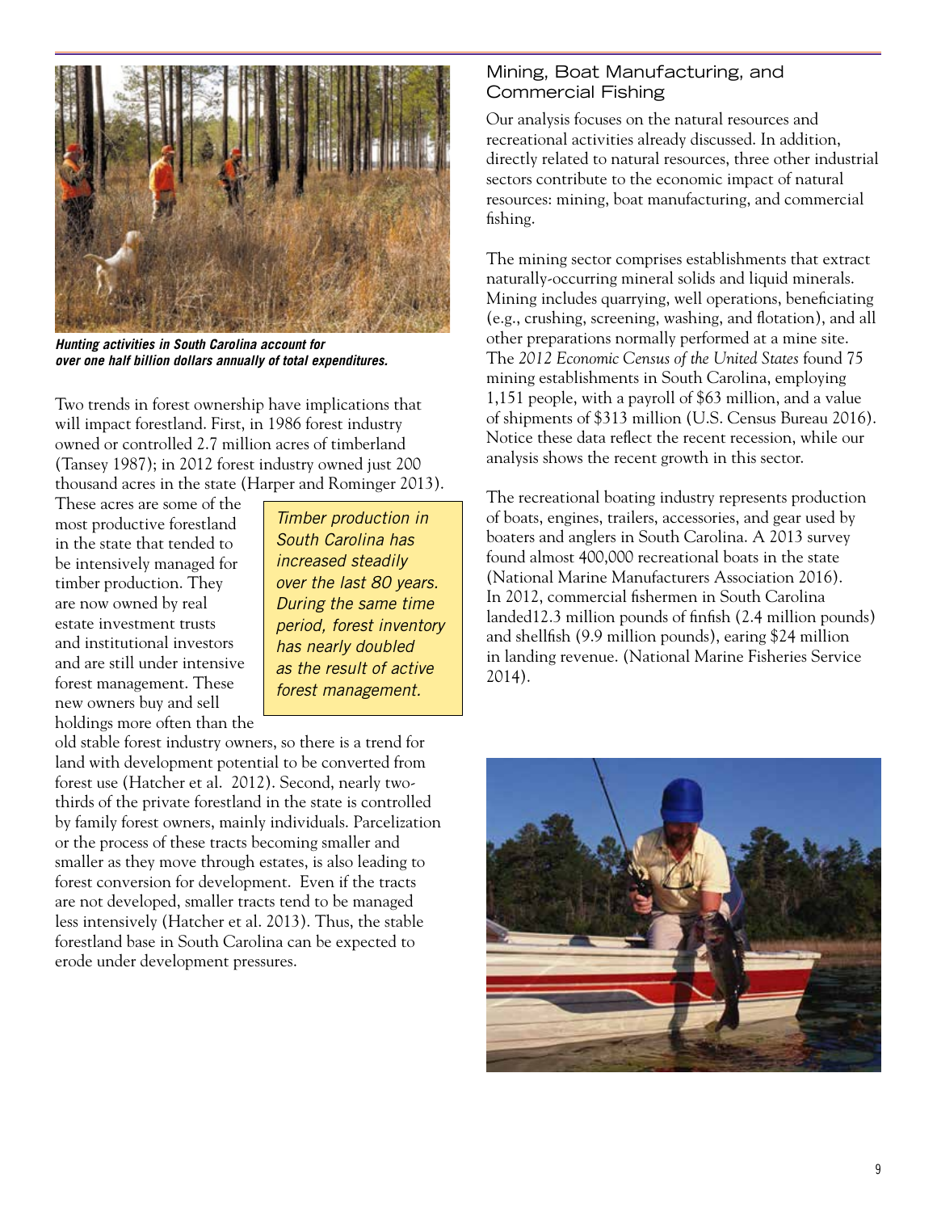*Hunting activities in South Carolina account for over one half billion dollars annually of total expenditures.*

Two trends in forest ownership have implications that will impact forestland. First, in 1986 forest industry owned or controlled 2.7 million acres of timberland (Tansey 1987); in 2012 forest industry owned just 200 thousand acres in the state (Harper and Rominger 2013). These acres are some of the most productive forestland in the state that tended to be intensively managed for timber production. They are now owned by real estate investment trusts and institutional investors and are still under intensive forest management. These new owners buy and sell holdings more often than the old stable forest industry owners, so there is a trend for land with development potential to be converted from forest use (Hatcher et al. 2012). Second, nearly two-thirds of the private forestland in the state is controlled by family forest owners, mainly individuals. Parcelization or the process of these tracts becoming smaller and smaller as they move through estates, is also leading to forest conversion for development. Even if the tracts are not developed, smaller tracts tend to be managed less intensively (Hatcher et al. 2013). Thus, the stable forestland base in South Carolina can be expected to erode under development pressures.

*Timber production in South Carolina has increased steadily over the last 80 years. During the same time period, forest inventory has nearly doubled as the result of active forest management.*

## Mining, Boat Manufacturing, and Commercial Fishing

Our analysis focuses on the natural resources and recreational activities already discussed. In addition, directly related to natural resources, three other industrial sectors contribute to the economic impact of natural resources: mining, boat manufacturing, and commercial fishing.

The mining sector comprises establishments that extract naturally-occurring mineral solids and liquid minerals. Mining includes quarrying, well operations, beneficiating (e.g., crushing, screening, washing, and flotation), and all other preparations normally performed at a mine site. The *2012 Economic Census of the United States* found 75 mining establishments in South Carolina, employing 1,151 people, with a payroll of $63 million, and a value of shipments of $313 million (U.S. Census Bureau 2016). Notice these data reflect the recent recession, while our analysis shows the recent growth in this sector.

The recreational boating industry represents production of boats, engines, trailers, accessories, and gear used by boaters and anglers in South Carolina. A 2013 survey found almost 400,000 recreational boats in the state (National Marine Manufacturers Association 2016). In 2012, commercial fishermen in South Carolina landed12.3 million pounds of finfish (2.4 million pounds) and shellfish (9.9 million pounds), earing $24 million in landing revenue. (National Marine Fisheries Service 2014).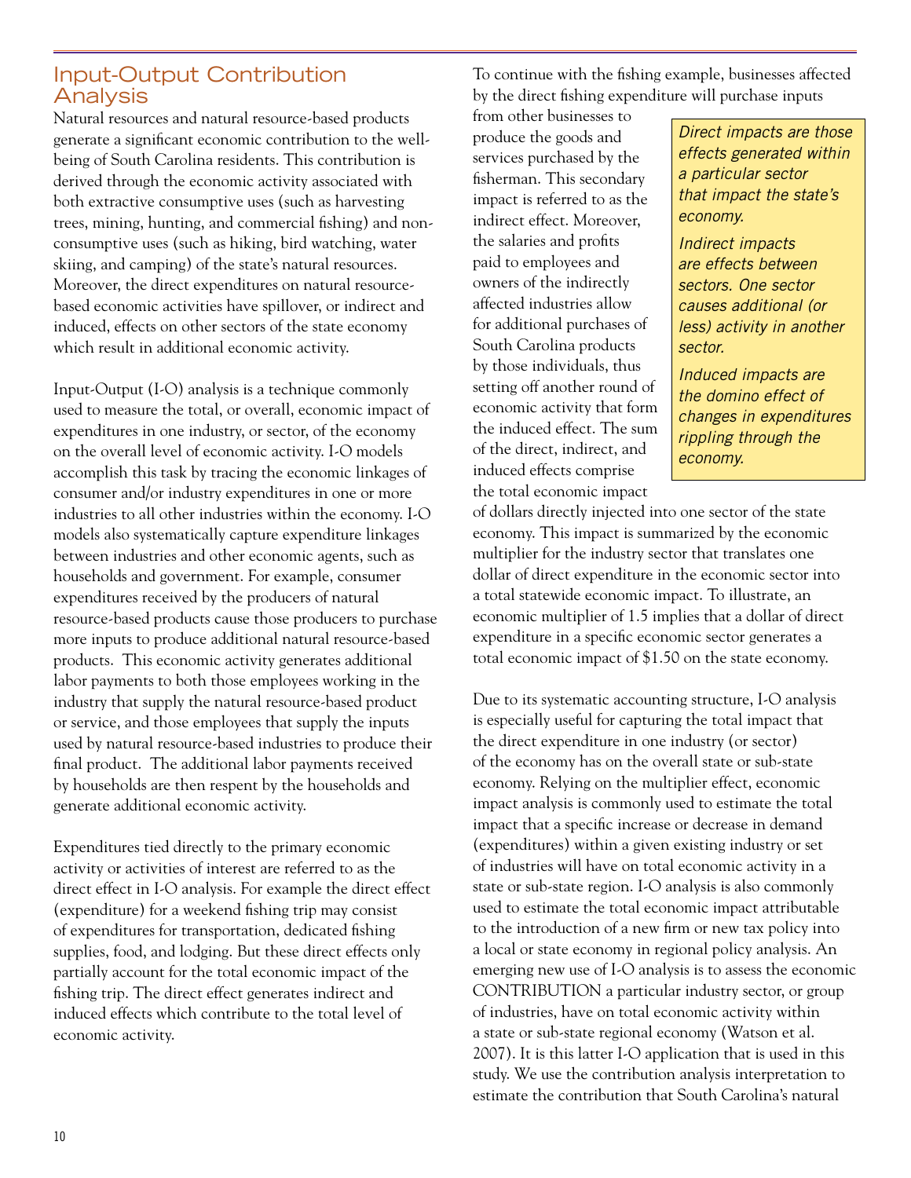## Input-Output Contribution Analysis

Natural resources and natural resource-based products generate a significant economic contribution to the well-being of South Carolina residents. This contribution is derived through the economic activity associated with both extractive consumptive uses (such as harvesting trees, mining, hunting, and commercial fishing) and non-consumptive uses (such as hiking, bird watching, water skiing, and camping) of the state's natural resources. Moreover, the direct expenditures on natural resource-based economic activities have spillover, or indirect and induced, effects on other sectors of the state economy which result in additional economic activity.

Input-Output (I-O) analysis is a technique commonly used to measure the total, or overall, economic impact of expenditures in one industry, or sector, of the economy on the overall level of economic activity. I-O models accomplish this task by tracing the economic linkages of consumer and/or industry expenditures in one or more industries to all other industries within the economy. I-O models also systematically capture expenditure linkages between industries and other economic agents, such as households and government. For example, consumer expenditures received by the producers of natural resource-based products cause those producers to purchase more inputs to produce additional natural resource-based products. This economic activity generates additional labor payments to both those employees working in the industry that supply the natural resource-based product or service, and those employees that supply the inputs used by natural resource-based industries to produce their final product. The additional labor payments received by households are then respent by the households and generate additional economic activity.

Expenditures tied directly to the primary economic activity or activities of interest are referred to as the direct effect in I-O analysis. For example the direct effect (expenditure) for a weekend fishing trip may consist of expenditures for transportation, dedicated fishing supplies, food, and lodging. But these direct effects only partially account for the total economic impact of the fishing trip. The direct effect generates indirect and induced effects which contribute to the total level of economic activity.

To continue with the fishing example, businesses affected by the direct fishing expenditure will purchase inputs from other businesses to produce the goods and services purchased by the fisherman. This secondary impact is referred to as the indirect effect. Moreover, the salaries and profits paid to employees and owners of the indirectly affected industries allow for additional purchases of South Carolina products by those individuals, thus setting off another round of economic activity that form the induced effect. The sum of the direct, indirect, and induced effects comprise the total economic impact of dollars directly injected into one sector of the state economy. This impact is summarized by the economic multiplier for the industry sector that translates one dollar of direct expenditure in the economic sector into a total statewide economic impact. To illustrate, an economic multiplier of 1.5 implies that a dollar of direct expenditure in a specific economic sector generates a total economic impact of $1.50 on the state economy.

> *Direct impacts are those effects generated within a particular sector that impact the state's economy.*
>
> *Indirect impacts are effects between sectors. One sector causes additional (or less) activity in another sector.*
>
> *Induced impacts are the domino effect of changes in expenditures rippling through the economy.*

Due to its systematic accounting structure, I-O analysis is especially useful for capturing the total impact that the direct expenditure in one industry (or sector) of the economy has on the overall state or sub-state economy. Relying on the multiplier effect, economic impact analysis is commonly used to estimate the total impact that a specific increase or decrease in demand (expenditures) within a given existing industry or set of industries will have on total economic activity in a state or sub-state region. I-O analysis is also commonly used to estimate the total economic impact attributable to the introduction of a new firm or new tax policy into a local or state economy in regional policy analysis. An emerging new use of I-O analysis is to assess the economic CONTRIBUTION a particular industry sector, or group of industries, have on total economic activity within a state or sub-state regional economy (Watson et al. 2007). It is this latter I-O application that is used in this study. We use the contribution analysis interpretation to estimate the contribution that South Carolina's natural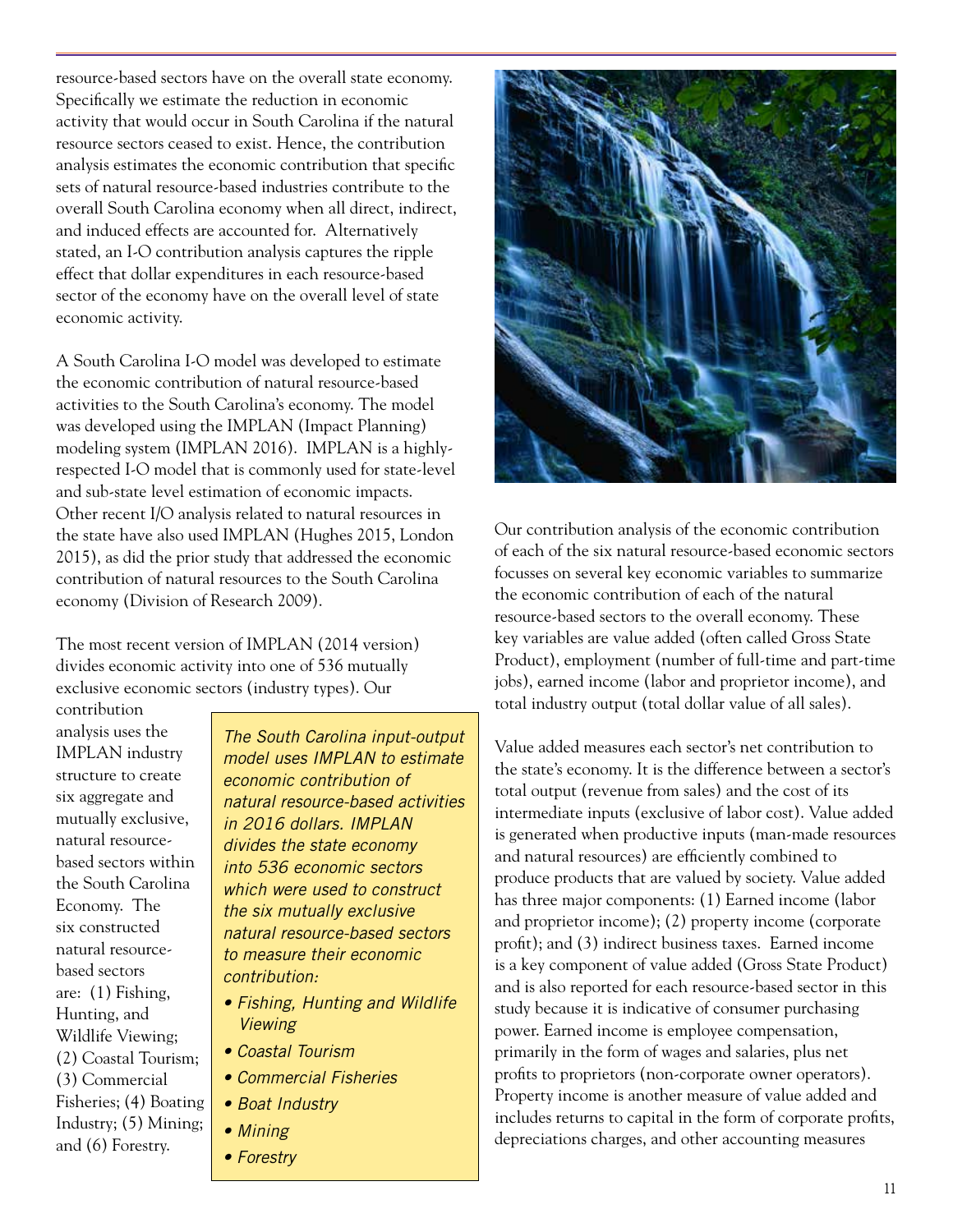resource-based sectors have on the overall state economy. Specifically we estimate the reduction in economic activity that would occur in South Carolina if the natural resource sectors ceased to exist. Hence, the contribution analysis estimates the economic contribution that specific sets of natural resource-based industries contribute to the overall South Carolina economy when all direct, indirect, and induced effects are accounted for. Alternatively stated, an I-O contribution analysis captures the ripple effect that dollar expenditures in each resource-based sector of the economy have on the overall level of state economic activity.

A South Carolina I-O model was developed to estimate the economic contribution of natural resource-based activities to the South Carolina's economy. The model was developed using the IMPLAN (Impact Planning) modeling system (IMPLAN 2016). IMPLAN is a highly-respected I-O model that is commonly used for state-level and sub-state level estimation of economic impacts. Other recent I/O analysis related to natural resources in the state have also used IMPLAN (Hughes 2015, London 2015), as did the prior study that addressed the economic contribution of natural resources to the South Carolina economy (Division of Research 2009).

The most recent version of IMPLAN (2014 version) divides economic activity into one of 536 mutually exclusive economic sectors (industry types). Our contribution analysis uses the IMPLAN industry structure to create six aggregate and mutually exclusive, natural resource-based sectors within the South Carolina Economy. The six constructed natural resource-based sectors are: (1) Fishing, Hunting, and Wildlife Viewing; (2) Coastal Tourism; (3) Commercial Fisheries; (4) Boating Industry; (5) Mining; and (6) Forestry.

*The South Carolina input-output model uses IMPLAN to estimate economic contribution of natural resource-based activities in 2016 dollars. IMPLAN divides the state economy into 536 economic sectors which were used to construct the six mutually exclusive natural resource-based sectors to measure their economic contribution:*

- *Fishing, Hunting and Wildlife Viewing*
- *Coastal Tourism*
- *Commercial Fisheries*
- *Boat Industry*
- *Mining*
- *Forestry*

Our contribution analysis of the economic contribution of each of the six natural resource-based economic sectors focusses on several key economic variables to summarize the economic contribution of each of the natural resource-based sectors to the overall economy. These key variables are value added (often called Gross State Product), employment (number of full-time and part-time jobs), earned income (labor and proprietor income), and total industry output (total dollar value of all sales).

Value added measures each sector's net contribution to the state's economy. It is the difference between a sector's total output (revenue from sales) and the cost of its intermediate inputs (exclusive of labor cost). Value added is generated when productive inputs (man-made resources and natural resources) are efficiently combined to produce products that are valued by society. Value added has three major components: (1) Earned income (labor and proprietor income); (2) property income (corporate profit); and (3) indirect business taxes. Earned income is a key component of value added (Gross State Product) and is also reported for each resource-based sector in this study because it is indicative of consumer purchasing power. Earned income is employee compensation, primarily in the form of wages and salaries, plus net profits to proprietors (non-corporate owner operators). Property income is another measure of value added and includes returns to capital in the form of corporate profits, depreciations charges, and other accounting measures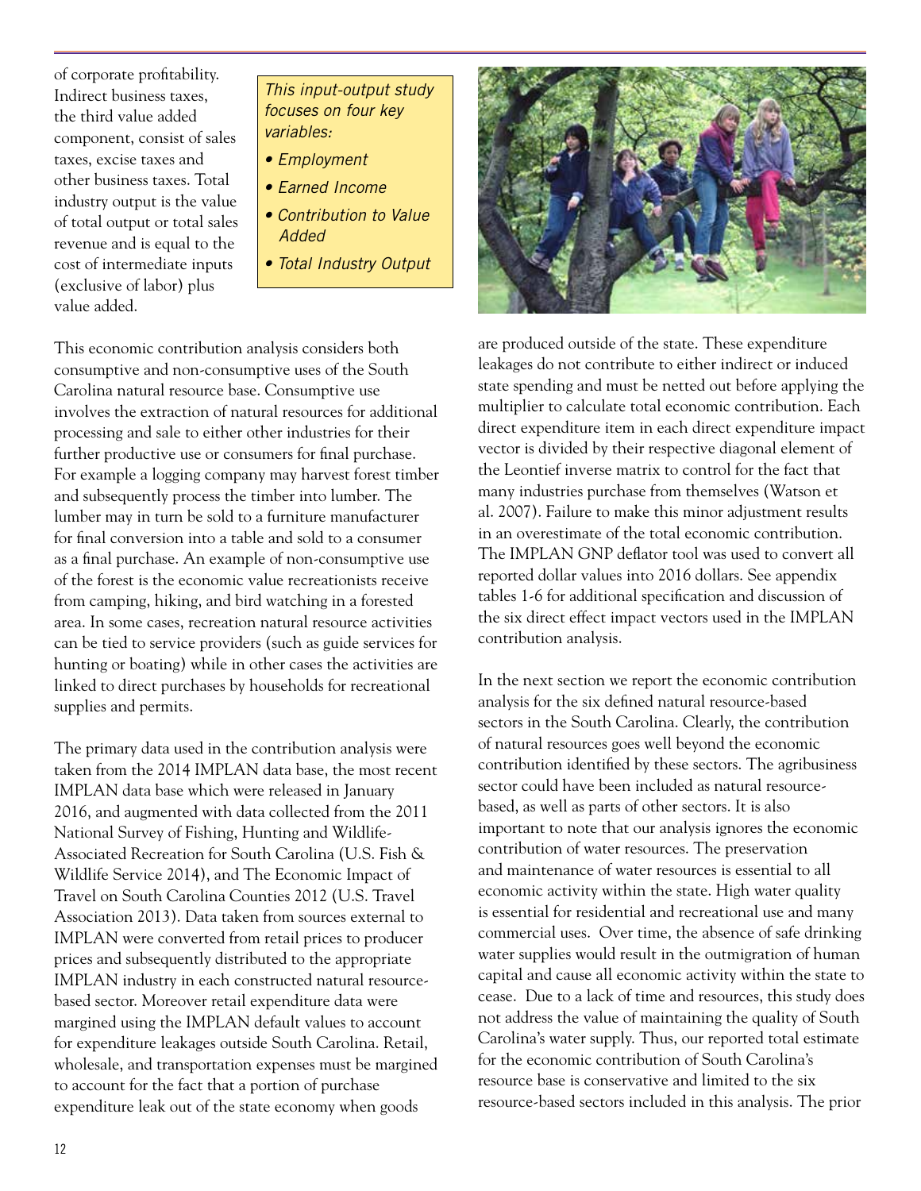of corporate profitability. Indirect business taxes, the third value added component, consist of sales taxes, excise taxes and other business taxes. Total industry output is the value of total output or total sales revenue and is equal to the cost of intermediate inputs (exclusive of labor) plus value added.

> *This input-output study focuses on four key variables:*
>
> - *Employment*
> - *Earned Income*
> - *Contribution to Value Added*
> - *Total Industry Output*

This economic contribution analysis considers both consumptive and non-consumptive uses of the South Carolina natural resource base. Consumptive use involves the extraction of natural resources for additional processing and sale to either other industries for their further productive use or consumers for final purchase. For example a logging company may harvest forest timber and subsequently process the timber into lumber. The lumber may in turn be sold to a furniture manufacturer for final conversion into a table and sold to a consumer as a final purchase. An example of non-consumptive use of the forest is the economic value recreationists receive from camping, hiking, and bird watching in a forested area. In some cases, recreation natural resource activities can be tied to service providers (such as guide services for hunting or boating) while in other cases the activities are linked to direct purchases by households for recreational supplies and permits.

The primary data used in the contribution analysis were taken from the 2014 IMPLAN data base, the most recent IMPLAN data base which were released in January 2016, and augmented with data collected from the 2011 National Survey of Fishing, Hunting and Wildlife-Associated Recreation for South Carolina (U.S. Fish & Wildlife Service 2014), and The Economic Impact of Travel on South Carolina Counties 2012 (U.S. Travel Association 2013). Data taken from sources external to IMPLAN were converted from retail prices to producer prices and subsequently distributed to the appropriate IMPLAN industry in each constructed natural resource-based sector. Moreover retail expenditure data were margined using the IMPLAN default values to account for expenditure leakages outside South Carolina. Retail, wholesale, and transportation expenses must be margined to account for the fact that a portion of purchase expenditure leak out of the state economy when goods are produced outside of the state. These expenditure leakages do not contribute to either indirect or induced state spending and must be netted out before applying the multiplier to calculate total economic contribution. Each direct expenditure item in each direct expenditure impact vector is divided by their respective diagonal element of the Leontief inverse matrix to control for the fact that many industries purchase from themselves (Watson et al. 2007). Failure to make this minor adjustment results in an overestimate of the total economic contribution. The IMPLAN GNP deflator tool was used to convert all reported dollar values into 2016 dollars. See appendix tables 1-6 for additional specification and discussion of the six direct effect impact vectors used in the IMPLAN contribution analysis.

In the next section we report the economic contribution analysis for the six defined natural resource-based sectors in the South Carolina. Clearly, the contribution of natural resources goes well beyond the economic contribution identified by these sectors. The agribusiness sector could have been included as natural resource-based, as well as parts of other sectors. It is also important to note that our analysis ignores the economic contribution of water resources. The preservation and maintenance of water resources is essential to all economic activity within the state. High water quality is essential for residential and recreational use and many commercial uses. Over time, the absence of safe drinking water supplies would result in the outmigration of human capital and cause all economic activity within the state to cease. Due to a lack of time and resources, this study does not address the value of maintaining the quality of South Carolina's water supply. Thus, our reported total estimate for the economic contribution of South Carolina's resource base is conservative and limited to the six resource-based sectors included in this analysis. The prior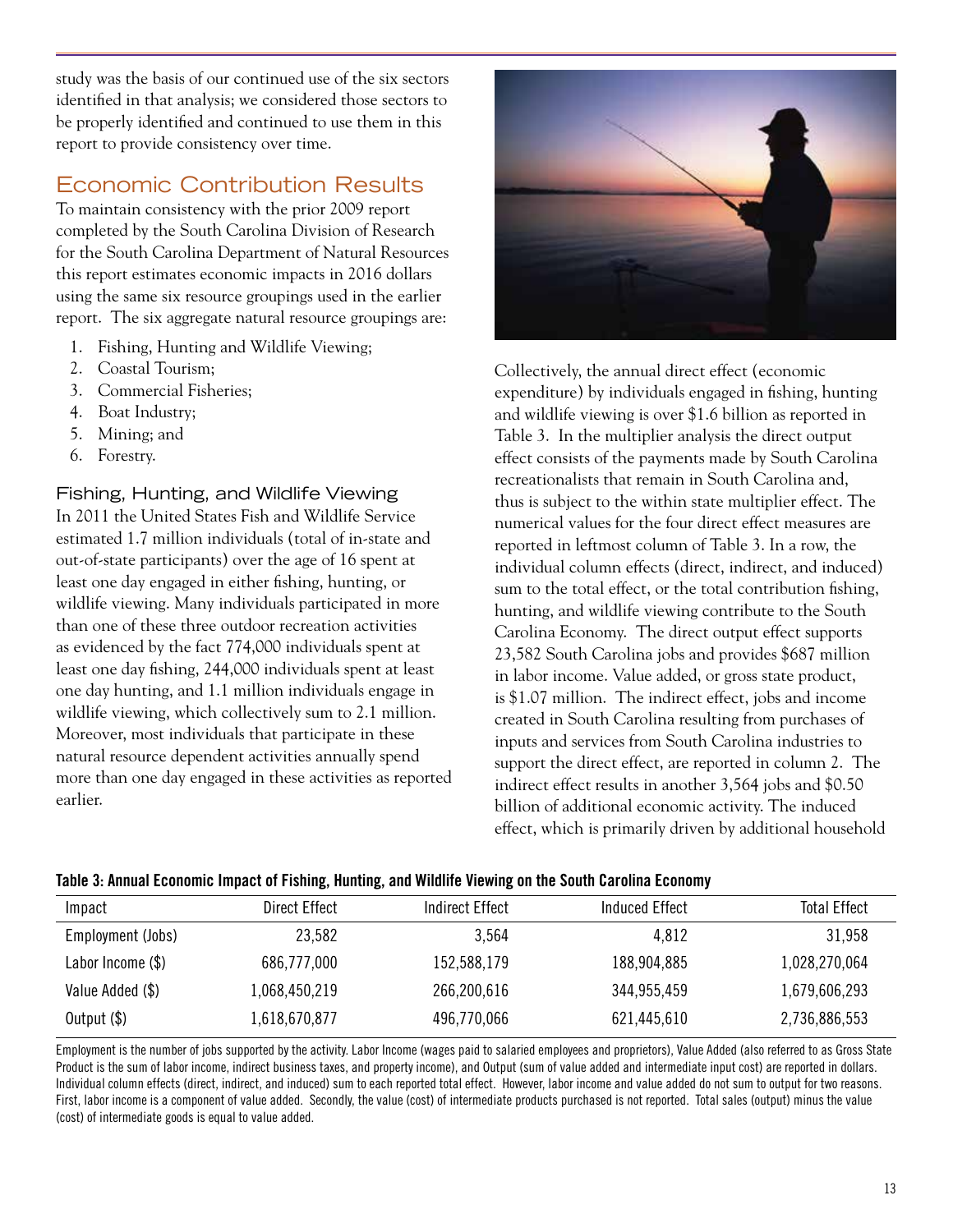study was the basis of our continued use of the six sectors identified in that analysis; we considered those sectors to be properly identified and continued to use them in this report to provide consistency over time.

## Economic Contribution Results

To maintain consistency with the prior 2009 report completed by the South Carolina Division of Research for the South Carolina Department of Natural Resources this report estimates economic impacts in 2016 dollars using the same six resource groupings used in the earlier report. The six aggregate natural resource groupings are:

1. Fishing, Hunting and Wildlife Viewing;
2. Coastal Tourism;
3. Commercial Fisheries;
4. Boat Industry;
5. Mining; and
6. Forestry.

### Fishing, Hunting, and Wildlife Viewing

In 2011 the United States Fish and Wildlife Service estimated 1.7 million individuals (total of in-state and out-of-state participants) over the age of 16 spent at least one day engaged in either fishing, hunting, or wildlife viewing. Many individuals participated in more than one of these three outdoor recreation activities as evidenced by the fact 774,000 individuals spent at least one day fishing, 244,000 individuals spent at least one day hunting, and 1.1 million individuals engage in wildlife viewing, which collectively sum to 2.1 million. Moreover, most individuals that participate in these natural resource dependent activities annually spend more than one day engaged in these activities as reported earlier.

Collectively, the annual direct effect (economic expenditure) by individuals engaged in fishing, hunting and wildlife viewing is over $1.6 billion as reported in Table 3. In the multiplier analysis the direct output effect consists of the payments made by South Carolina recreationalists that remain in South Carolina and, thus is subject to the within state multiplier effect. The numerical values for the four direct effect measures are reported in leftmost column of Table 3. In a row, the individual column effects (direct, indirect, and induced) sum to the total effect, or the total contribution fishing, hunting, and wildlife viewing contribute to the South Carolina Economy. The direct output effect supports 23,582 South Carolina jobs and provides $687 million in labor income. Value added, or gross state product, is $1.07 million. The indirect effect, jobs and income created in South Carolina resulting from purchases of inputs and services from South Carolina industries to support the direct effect, are reported in column 2. The indirect effect results in another 3,564 jobs and $0.50 billion of additional economic activity. The induced effect, which is primarily driven by additional household

**Table 3: Annual Economic Impact of Fishing, Hunting, and Wildlife Viewing on the South Carolina Economy**

| Impact | Direct Effect | Indirect Effect | Induced Effect | Total Effect |
|---|---|---|---|---|
| Employment (Jobs) | 23,582 | 3,564 | 4,812 | 31,958 |
| Labor Income ($) | 686,777,000 | 152,588,179 | 188,904,885 | 1,028,270,064 |
| Value Added ($) | 1,068,450,219 | 266,200,616 | 344,955,459 | 1,679,606,293 |
| Output ($) | 1,618,670,877 | 496,770,066 | 621,445,610 | 2,736,886,553 |

Employment is the number of jobs supported by the activity. Labor Income (wages paid to salaried employees and proprietors), Value Added (also referred to as Gross State Product is the sum of labor income, indirect business taxes, and property income), and Output (sum of value added and intermediate input cost) are reported in dollars. Individual column effects (direct, indirect, and induced) sum to each reported total effect. However, labor income and value added do not sum to output for two reasons. First, labor income is a component of value added. Secondly, the value (cost) of intermediate products purchased is not reported. Total sales (output) minus the value (cost) of intermediate goods is equal to value added.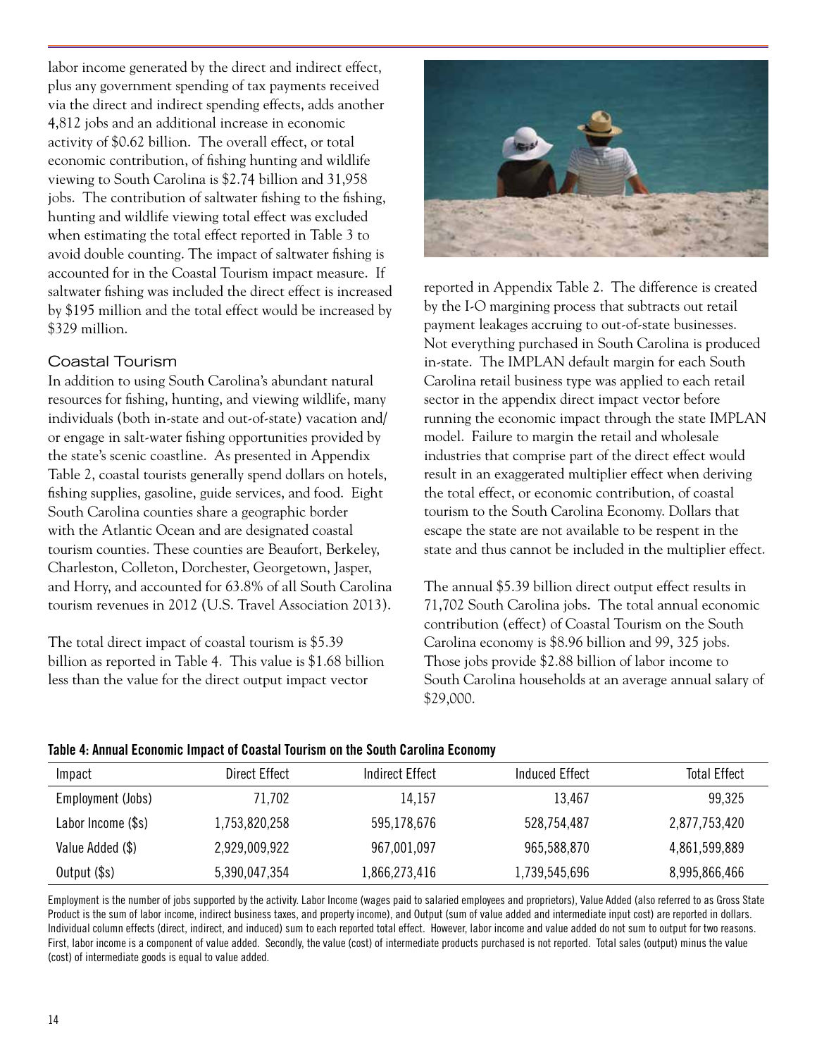labor income generated by the direct and indirect effect, plus any government spending of tax payments received via the direct and indirect spending effects, adds another 4,812 jobs and an additional increase in economic activity of $0.62 billion. The overall effect, or total economic contribution, of fishing hunting and wildlife viewing to South Carolina is $2.74 billion and 31,958 jobs. The contribution of saltwater fishing to the fishing, hunting and wildlife viewing total effect was excluded when estimating the total effect reported in Table 3 to avoid double counting. The impact of saltwater fishing is accounted for in the Coastal Tourism impact measure. If saltwater fishing was included the direct effect is increased by $195 million and the total effect would be increased by $329 million.

## Coastal Tourism

In addition to using South Carolina's abundant natural resources for fishing, hunting, and viewing wildlife, many individuals (both in-state and out-of-state) vacation and/or engage in salt-water fishing opportunities provided by the state's scenic coastline. As presented in Appendix Table 2, coastal tourists generally spend dollars on hotels, fishing supplies, gasoline, guide services, and food. Eight South Carolina counties share a geographic border with the Atlantic Ocean and are designated coastal tourism counties. These counties are Beaufort, Berkeley, Charleston, Colleton, Dorchester, Georgetown, Jasper, and Horry, and accounted for 63.8% of all South Carolina tourism revenues in 2012 (U.S. Travel Association 2013).

The total direct impact of coastal tourism is $5.39 billion as reported in Table 4. This value is $1.68 billion less than the value for the direct output impact vector reported in Appendix Table 2. The difference is created by the I-O margining process that subtracts out retail payment leakages accruing to out-of-state businesses. Not everything purchased in South Carolina is produced in-state. The IMPLAN default margin for each South Carolina retail business type was applied to each retail sector in the appendix direct impact vector before running the economic impact through the state IMPLAN model. Failure to margin the retail and wholesale industries that comprise part of the direct effect would result in an exaggerated multiplier effect when deriving the total effect, or economic contribution, of coastal tourism to the South Carolina Economy. Dollars that escape the state are not available to be respent in the state and thus cannot be included in the multiplier effect.

The annual $5.39 billion direct output effect results in 71,702 South Carolina jobs. The total annual economic contribution (effect) of Coastal Tourism on the South Carolina economy is $8.96 billion and 99, 325 jobs. Those jobs provide $2.88 billion of labor income to South Carolina households at an average annual salary of $29,000.

**Table 4: Annual Economic Impact of Coastal Tourism on the South Carolina Economy**

| Impact | Direct Effect | Indirect Effect | Induced Effect | Total Effect |
|---|---|---|---|---|
| Employment (Jobs) | 71,702 | 14,157 | 13,467 | 99,325 |
| Labor Income ($s) | 1,753,820,258 | 595,178,676 | 528,754,487 | 2,877,753,420 |
| Value Added ($) | 2,929,009,922 | 967,001,097 | 965,588,870 | 4,861,599,889 |
| Output ($s) | 5,390,047,354 | 1,866,273,416 | 1,739,545,696 | 8,995,866,466 |

Employment is the number of jobs supported by the activity. Labor Income (wages paid to salaried employees and proprietors), Value Added (also referred to as Gross State Product is the sum of labor income, indirect business taxes, and property income), and Output (sum of value added and intermediate input cost) are reported in dollars. Individual column effects (direct, indirect, and induced) sum to each reported total effect. However, labor income and value added do not sum to output for two reasons. First, labor income is a component of value added. Secondly, the value (cost) of intermediate products purchased is not reported. Total sales (output) minus the value (cost) of intermediate goods is equal to value added.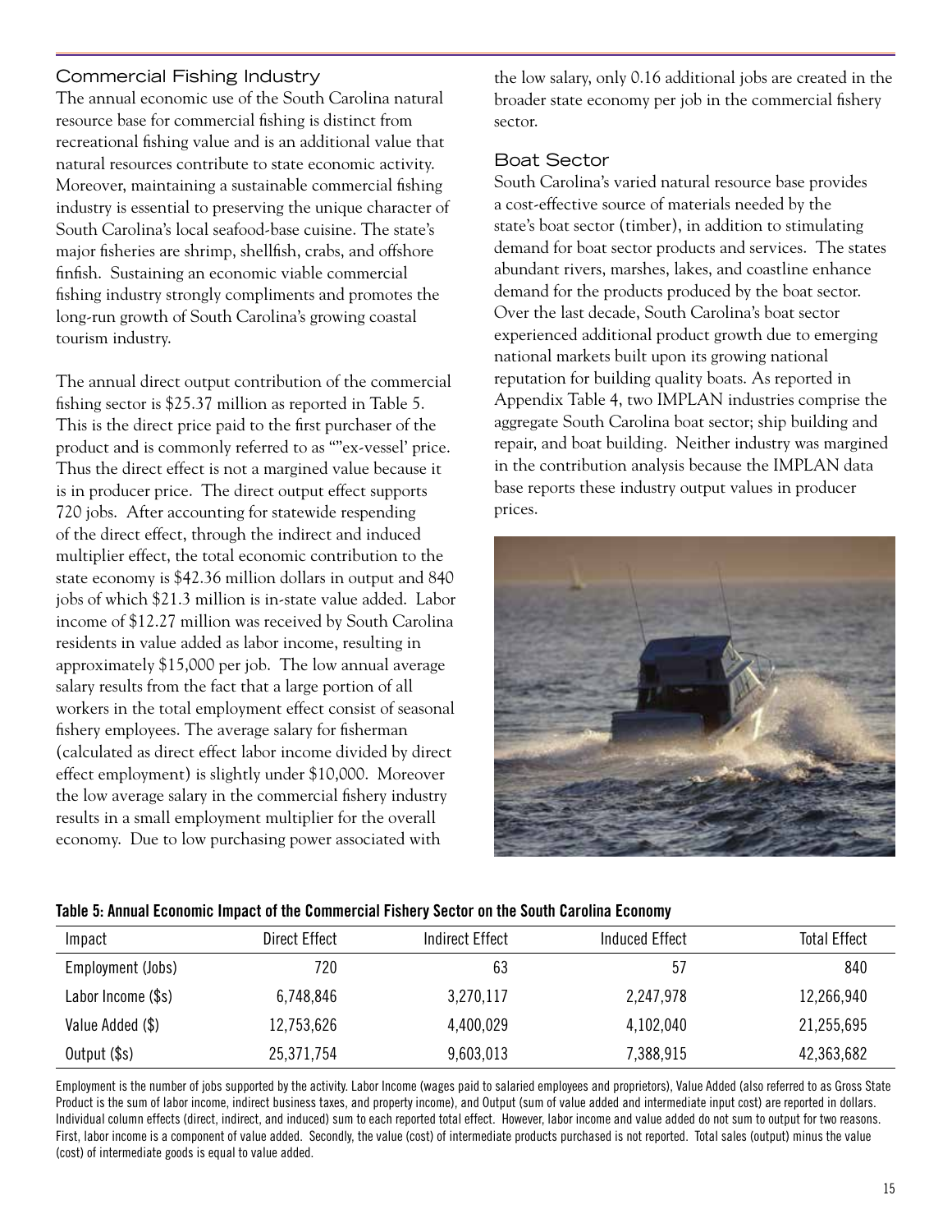## Commercial Fishing Industry

The annual economic use of the South Carolina natural resource base for commercial fishing is distinct from recreational fishing value and is an additional value that natural resources contribute to state economic activity. Moreover, maintaining a sustainable commercial fishing industry is essential to preserving the unique character of South Carolina's local seafood-base cuisine. The state's major fisheries are shrimp, shellfish, crabs, and offshore finfish. Sustaining an economic viable commercial fishing industry strongly compliments and promotes the long-run growth of South Carolina's growing coastal tourism industry.

The annual direct output contribution of the commercial fishing sector is $25.37 million as reported in Table 5. This is the direct price paid to the first purchaser of the product and is commonly referred to as ""ex-vessel' price. Thus the direct effect is not a margined value because it is in producer price. The direct output effect supports 720 jobs. After accounting for statewide respending of the direct effect, through the indirect and induced multiplier effect, the total economic contribution to the state economy is $42.36 million dollars in output and 840 jobs of which $21.3 million is in-state value added. Labor income of $12.27 million was received by South Carolina residents in value added as labor income, resulting in approximately $15,000 per job. The low annual average salary results from the fact that a large portion of all workers in the total employment effect consist of seasonal fishery employees. The average salary for fisherman (calculated as direct effect labor income divided by direct effect employment) is slightly under $10,000. Moreover the low average salary in the commercial fishery industry results in a small employment multiplier for the overall economy. Due to low purchasing power associated with the low salary, only 0.16 additional jobs are created in the broader state economy per job in the commercial fishery sector.

## Boat Sector

South Carolina's varied natural resource base provides a cost-effective source of materials needed by the state's boat sector (timber), in addition to stimulating demand for boat sector products and services. The states abundant rivers, marshes, lakes, and coastline enhance demand for the products produced by the boat sector. Over the last decade, South Carolina's boat sector experienced additional product growth due to emerging national markets built upon its growing national reputation for building quality boats. As reported in Appendix Table 4, two IMPLAN industries comprise the aggregate South Carolina boat sector; ship building and repair, and boat building. Neither industry was margined in the contribution analysis because the IMPLAN data base reports these industry output values in producer prices.

**Table 5: Annual Economic Impact of the Commercial Fishery Sector on the South Carolina Economy**

| Impact | Direct Effect | Indirect Effect | Induced Effect | Total Effect |
|---|---|---|---|---|
| Employment (Jobs) | 720 | 63 | 57 | 840 |
| Labor Income ($s) | 6,748,846 | 3,270,117 | 2,247,978 | 12,266,940 |
| Value Added ($) | 12,753,626 | 4,400,029 | 4,102,040 | 21,255,695 |
| Output ($s) | 25,371,754 | 9,603,013 | 7,388,915 | 42,363,682 |

Employment is the number of jobs supported by the activity. Labor Income (wages paid to salaried employees and proprietors), Value Added (also referred to as Gross State Product is the sum of labor income, indirect business taxes, and property income), and Output (sum of value added and intermediate input cost) are reported in dollars. Individual column effects (direct, indirect, and induced) sum to each reported total effect. However, labor income and value added do not sum to output for two reasons. First, labor income is a component of value added. Secondly, the value (cost) of intermediate products purchased is not reported. Total sales (output) minus the value (cost) of intermediate goods is equal to value added.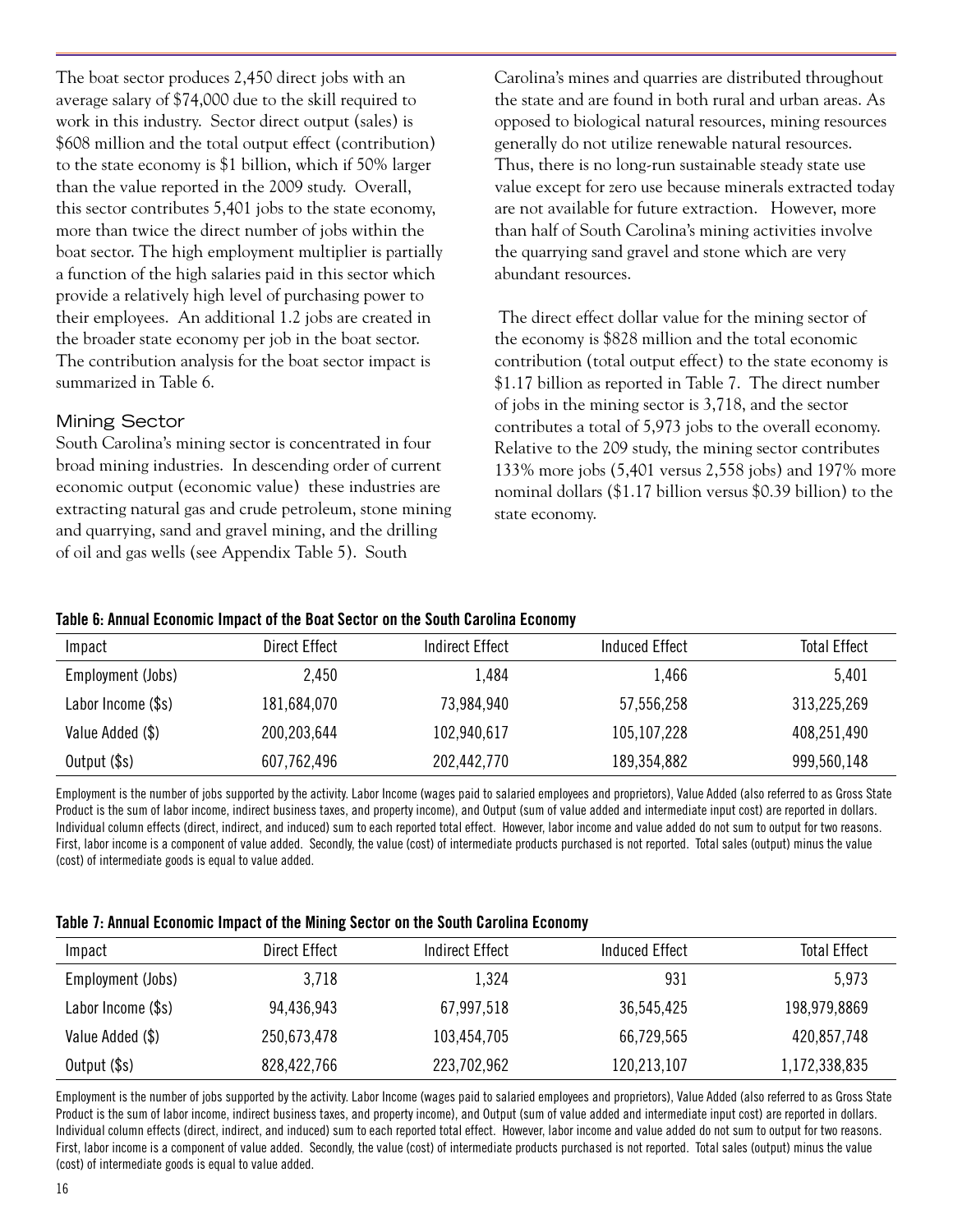The boat sector produces 2,450 direct jobs with an average salary of $74,000 due to the skill required to work in this industry. Sector direct output (sales) is $608 million and the total output effect (contribution) to the state economy is $1 billion, which if 50% larger than the value reported in the 2009 study. Overall, this sector contributes 5,401 jobs to the state economy, more than twice the direct number of jobs within the boat sector. The high employment multiplier is partially a function of the high salaries paid in this sector which provide a relatively high level of purchasing power to their employees. An additional 1.2 jobs are created in the broader state economy per job in the boat sector. The contribution analysis for the boat sector impact is summarized in Table 6.

## Mining Sector

South Carolina's mining sector is concentrated in four broad mining industries. In descending order of current economic output (economic value) these industries are extracting natural gas and crude petroleum, stone mining and quarrying, sand and gravel mining, and the drilling of oil and gas wells (see Appendix Table 5). South Carolina's mines and quarries are distributed throughout the state and are found in both rural and urban areas. As opposed to biological natural resources, mining resources generally do not utilize renewable natural resources. Thus, there is no long-run sustainable steady state use value except for zero use because minerals extracted today are not available for future extraction. However, more than half of South Carolina's mining activities involve the quarrying sand gravel and stone which are very abundant resources.

The direct effect dollar value for the mining sector of the economy is $828 million and the total economic contribution (total output effect) to the state economy is $1.17 billion as reported in Table 7. The direct number of jobs in the mining sector is 3,718, and the sector contributes a total of 5,973 jobs to the overall economy. Relative to the 209 study, the mining sector contributes 133% more jobs (5,401 versus 2,558 jobs) and 197% more nominal dollars ($1.17 billion versus $0.39 billion) to the state economy.

**Table 6: Annual Economic Impact of the Boat Sector on the South Carolina Economy**

| Impact | Direct Effect | Indirect Effect | Induced Effect | Total Effect |
|---|---|---|---|---|
| Employment (Jobs) | 2,450 | 1,484 | 1,466 | 5,401 |
| Labor Income ($s) | 181,684,070 | 73,984,940 | 57,556,258 | 313,225,269 |
| Value Added ($) | 200,203,644 | 102,940,617 | 105,107,228 | 408,251,490 |
| Output ($s) | 607,762,496 | 202,442,770 | 189,354,882 | 999,560,148 |

Employment is the number of jobs supported by the activity. Labor Income (wages paid to salaried employees and proprietors), Value Added (also referred to as Gross State Product is the sum of labor income, indirect business taxes, and property income), and Output (sum of value added and intermediate input cost) are reported in dollars. Individual column effects (direct, indirect, and induced) sum to each reported total effect. However, labor income and value added do not sum to output for two reasons. First, labor income is a component of value added. Secondly, the value (cost) of intermediate products purchased is not reported. Total sales (output) minus the value (cost) of intermediate goods is equal to value added.

**Table 7: Annual Economic Impact of the Mining Sector on the South Carolina Economy**

| Impact | Direct Effect | Indirect Effect | Induced Effect | Total Effect |
|---|---|---|---|---|
| Employment (Jobs) | 3,718 | 1,324 | 931 | 5,973 |
| Labor Income ($s) | 94,436,943 | 67,997,518 | 36,545,425 | 198,979,8869 |
| Value Added ($) | 250,673,478 | 103,454,705 | 66,729,565 | 420,857,748 |
| Output ($s) | 828,422,766 | 223,702,962 | 120,213,107 | 1,172,338,835 |

Employment is the number of jobs supported by the activity. Labor Income (wages paid to salaried employees and proprietors), Value Added (also referred to as Gross State Product is the sum of labor income, indirect business taxes, and property income), and Output (sum of value added and intermediate input cost) are reported in dollars. Individual column effects (direct, indirect, and induced) sum to each reported total effect. However, labor income and value added do not sum to output for two reasons. First, labor income is a component of value added. Secondly, the value (cost) of intermediate products purchased is not reported. Total sales (output) minus the value (cost) of intermediate goods is equal to value added.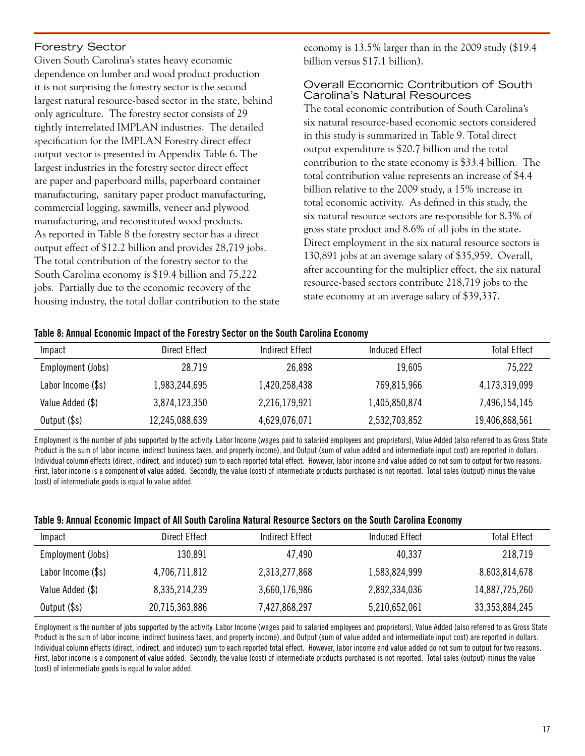## Forestry Sector

Given South Carolina's states heavy economic dependence on lumber and wood product production it is not surprising the forestry sector is the second largest natural resource-based sector in the state, behind only agriculture. The forestry sector consists of 29 tightly interrelated IMPLAN industries. The detailed specification for the IMPLAN Forestry direct effect output vector is presented in Appendix Table 6. The largest industries in the forestry sector direct effect are paper and paperboard mills, paperboard container manufacturing, sanitary paper product manufacturing, commercial logging, sawmills, veneer and plywood manufacturing, and reconstituted wood products. As reported in Table 8 the forestry sector has a direct output effect of $12.2 billion and provides 28,719 jobs. The total contribution of the forestry sector to the South Carolina economy is $19.4 billion and 75,222 jobs. Partially due to the economic recovery of the housing industry, the total dollar contribution to the state economy is 13.5% larger than in the 2009 study ($19.4 billion versus $17.1 billion).

## Overall Economic Contribution of South Carolina's Natural Resources

The total economic contribution of South Carolina's six natural resource-based economic sectors considered in this study is summarized in Table 9. Total direct output expenditure is $20.7 billion and the total contribution to the state economy is $33.4 billion. The total contribution value represents an increase of $4.4 billion relative to the 2009 study, a 15% increase in total economic activity. As defined in this study, the six natural resource sectors are responsible for 8.3% of gross state product and 8.6% of all jobs in the state. Direct employment in the six natural resource sectors is 130,891 jobs at an average salary of $35,959. Overall, after accounting for the multiplier effect, the six natural resource-based sectors contribute 218,719 jobs to the state economy at an average salary of $39,337.

**Table 8: Annual Economic Impact of the Forestry Sector on the South Carolina Economy**

| Impact | Direct Effect | Indirect Effect | Induced Effect | Total Effect |
|---|---|---|---|---|
| Employment (Jobs) | 28,719 | 26,898 | 19,605 | 75,222 |
| Labor Income ($s) | 1,983,244,695 | 1,420,258,438 | 769,815,966 | 4,173,319,099 |
| Value Added ($) | 3,874,123,350 | 2,216,179,921 | 1,405,850,874 | 7,496,154,145 |
| Output ($s) | 12,245,088,639 | 4,629,076,071 | 2,532,703,852 | 19,406,868,561 |

Employment is the number of jobs supported by the activity. Labor Income (wages paid to salaried employees and proprietors), Value Added (also referred to as Gross State Product is the sum of labor income, indirect business taxes, and property income), and Output (sum of value added and intermediate input cost) are reported in dollars. Individual column effects (direct, indirect, and induced) sum to each reported total effect. However, labor income and value added do not sum to output for two reasons. First, labor income is a component of value added. Secondly, the value (cost) of intermediate products purchased is not reported. Total sales (output) minus the value (cost) of intermediate goods is equal to value added.

**Table 9: Annual Economic Impact of All South Carolina Natural Resource Sectors on the South Carolina Economy**

| Impact | Direct Effect | Indirect Effect | Induced Effect | Total Effect |
|---|---|---|---|---|
| Employment (Jobs) | 130,891 | 47,490 | 40,337 | 218,719 |
| Labor Income ($s) | 4,706,711,812 | 2,313,277,868 | 1,583,824,999 | 8,603,814,678 |
| Value Added ($) | 8,335,214,239 | 3,660,176,986 | 2,892,334,036 | 14,887,725,260 |
| Output ($s) | 20,715,363,886 | 7,427,868,297 | 5,210,652,061 | 33,353,884,245 |

Employment is the number of jobs supported by the activity. Labor Income (wages paid to salaried employees and proprietors), Value Added (also referred to as Gross State Product is the sum of labor income, indirect business taxes, and property income), and Output (sum of value added and intermediate input cost) are reported in dollars. Individual column effects (direct, indirect, and induced) sum to each reported total effect. However, labor income and value added do not sum to output for two reasons. First, labor income is a component of value added. Secondly, the value (cost) of intermediate products purchased is not reported. Total sales (output) minus the value (cost) of intermediate goods is equal to value added.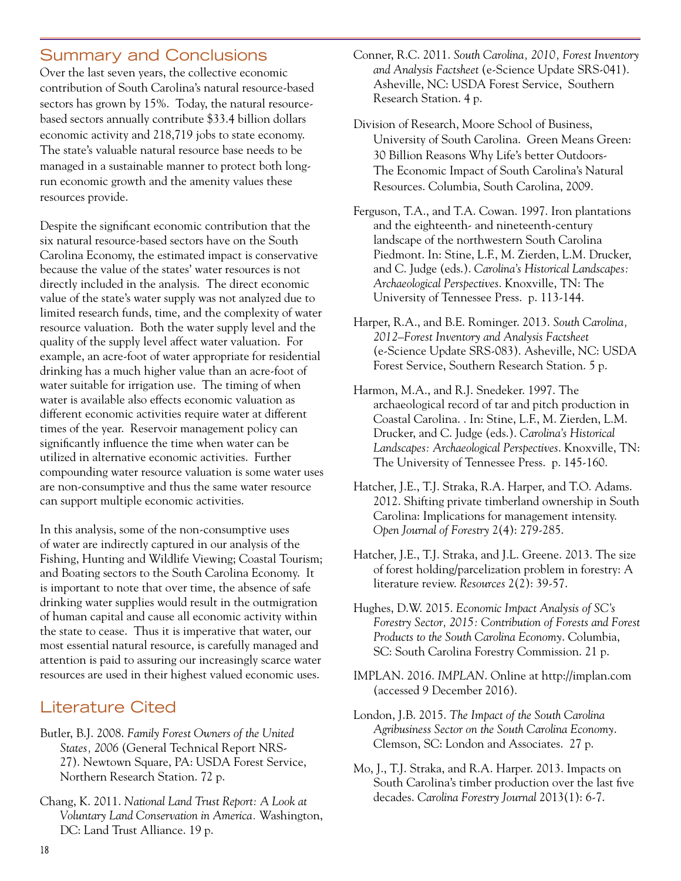## Summary and Conclusions

Over the last seven years, the collective economic contribution of South Carolina's natural resource-based sectors has grown by 15%. Today, the natural resource-based sectors annually contribute $33.4 billion dollars economic activity and 218,719 jobs to state economy. The state's valuable natural resource base needs to be managed in a sustainable manner to protect both long-run economic growth and the amenity values these resources provide.

Despite the significant economic contribution that the six natural resource-based sectors have on the South Carolina Economy, the estimated impact is conservative because the value of the states' water resources is not directly included in the analysis. The direct economic value of the state's water supply was not analyzed due to limited research funds, time, and the complexity of water resource valuation. Both the water supply level and the quality of the supply level affect water valuation. For example, an acre-foot of water appropriate for residential drinking has a much higher value than an acre-foot of water suitable for irrigation use. The timing of when water is available also effects economic valuation as different economic activities require water at different times of the year. Reservoir management policy can significantly influence the time when water can be utilized in alternative economic activities. Further compounding water resource valuation is some water uses are non-consumptive and thus the same water resource can support multiple economic activities.

In this analysis, some of the non-consumptive uses of water are indirectly captured in our analysis of the Fishing, Hunting and Wildlife Viewing; Coastal Tourism; and Boating sectors to the South Carolina Economy. It is important to note that over time, the absence of safe drinking water supplies would result in the outmigration of human capital and cause all economic activity within the state to cease. Thus it is imperative that water, our most essential natural resource, is carefully managed and attention is paid to assuring our increasingly scarce water resources are used in their highest valued economic uses.

## Literature Cited

Butler, B.J. 2008. *Family Forest Owners of the United States, 2006* (General Technical Report NRS-27). Newtown Square, PA: USDA Forest Service, Northern Research Station. 72 p.

Chang, K. 2011. *National Land Trust Report: A Look at Voluntary Land Conservation in America.* Washington, DC: Land Trust Alliance. 19 p.

Conner, R.C. 2011. *South Carolina, 2010, Forest Inventory and Analysis Factsheet* (e-Science Update SRS-041). Asheville, NC: USDA Forest Service, Southern Research Station. 4 p.

Division of Research, Moore School of Business, University of South Carolina. Green Means Green: 30 Billion Reasons Why Life's better Outdoors-The Economic Impact of South Carolina's Natural Resources. Columbia, South Carolina, 2009.

Ferguson, T.A., and T.A. Cowan. 1997. Iron plantations and the eighteenth- and nineteenth-century landscape of the northwestern South Carolina Piedmont. In: Stine, L.F., M. Zierden, L.M. Drucker, and C. Judge (eds.). *Carolina's Historical Landscapes: Archaeological Perspectives*. Knoxville, TN: The University of Tennessee Press. p. 113-144.

Harper, R.A., and B.E. Rominger. 2013. *South Carolina, 2012–Forest Inventory and Analysis Factsheet* (e-Science Update SRS-083). Asheville, NC: USDA Forest Service, Southern Research Station. 5 p.

Harmon, M.A., and R.J. Snedeker. 1997. The archaeological record of tar and pitch production in Coastal Carolina. . In: Stine, L.F., M. Zierden, L.M. Drucker, and C. Judge (eds.). *Carolina's Historical Landscapes: Archaeological Perspectives*. Knoxville, TN: The University of Tennessee Press. p. 145-160.

Hatcher, J.E., T.J. Straka, R.A. Harper, and T.O. Adams. 2012. Shifting private timberland ownership in South Carolina: Implications for management intensity. *Open Journal of Forestry* 2(4): 279-285.

Hatcher, J.E., T.J. Straka, and J.L. Greene. 2013. The size of forest holding/parcelization problem in forestry: A literature review. *Resources* 2(2): 39-57.

Hughes, D.W. 2015. *Economic Impact Analysis of SC's Forestry Sector, 2015: Contribution of Forests and Forest Products to the South Carolina Economy*. Columbia, SC: South Carolina Forestry Commission. 21 p.

IMPLAN. 2016. *IMPLAN*. Online at http://implan.com (accessed 9 December 2016).

London, J.B. 2015. *The Impact of the South Carolina Agribusiness Sector on the South Carolina Economy*. Clemson, SC: London and Associates. 27 p.

Mo, J., T.J. Straka, and R.A. Harper. 2013. Impacts on South Carolina's timber production over the last five decades. *Carolina Forestry Journal* 2013(1): 6-7.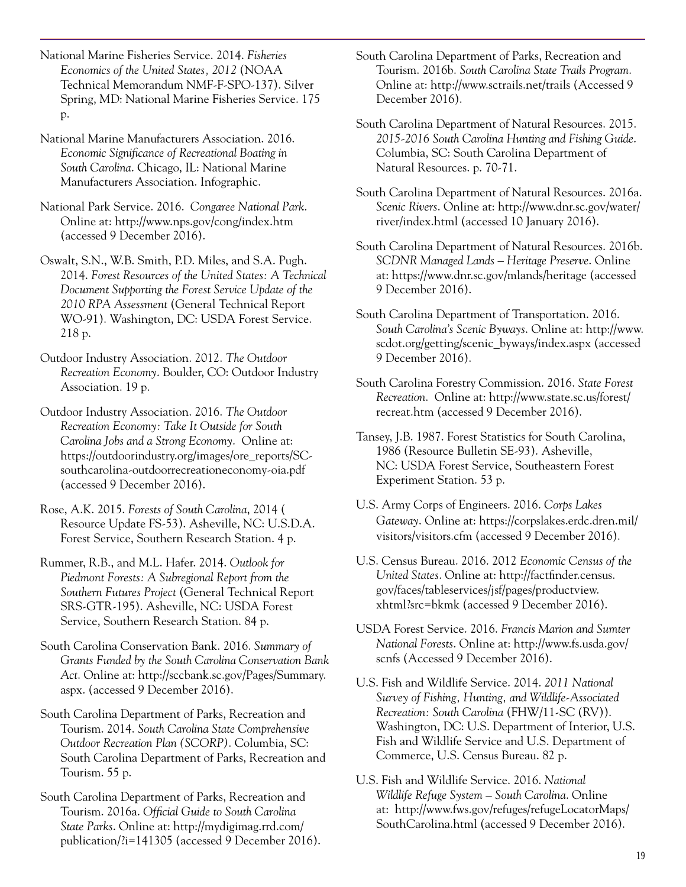National Marine Fisheries Service. 2014. *Fisheries Economics of the United States, 2012* (NOAA Technical Memorandum NMF-F-SPO-137). Silver Spring, MD: National Marine Fisheries Service. 175 p.

National Marine Manufacturers Association. 2016. *Economic Significance of Recreational Boating in South Carolina*. Chicago, IL: National Marine Manufacturers Association. Infographic.

National Park Service. 2016. *Congaree National Park*. Online at: http://www.nps.gov/cong/index.htm (accessed 9 December 2016).

Oswalt, S.N., W.B. Smith, P.D. Miles, and S.A. Pugh. 2014. *Forest Resources of the United States: A Technical Document Supporting the Forest Service Update of the 2010 RPA Assessment* (General Technical Report WO-91). Washington, DC: USDA Forest Service. 218 p.

Outdoor Industry Association. 2012. *The Outdoor Recreation Economy*. Boulder, CO: Outdoor Industry Association. 19 p.

Outdoor Industry Association. 2016. *The Outdoor Recreation Economy: Take It Outside for South Carolina Jobs and a Strong Economy*. Online at: https://outdoorindustry.org/images/ore_reports/SC-southcarolina-outdoorrecreationeconomy-oia.pdf (accessed 9 December 2016).

Rose, A.K. 2015. *Forests of South Carolina*, 2014 ( Resource Update FS-53). Asheville, NC: U.S.D.A. Forest Service, Southern Research Station. 4 p.

Rummer, R.B., and M.L. Hafer. 2014. *Outlook for Piedmont Forests: A Subregional Report from the Southern Futures Project* (General Technical Report SRS-GTR-195). Asheville, NC: USDA Forest Service, Southern Research Station. 84 p.

South Carolina Conservation Bank. 2016. *Summary of Grants Funded by the South Carolina Conservation Bank Act*. Online at: http://sccbank.sc.gov/Pages/Summary.aspx. (accessed 9 December 2016).

South Carolina Department of Parks, Recreation and Tourism. 2014. *South Carolina State Comprehensive Outdoor Recreation Plan (SCORP)*. Columbia, SC: South Carolina Department of Parks, Recreation and Tourism. 55 p.

South Carolina Department of Parks, Recreation and Tourism. 2016a. *Official Guide to South Carolina State Parks*. Online at: http://mydigimag.rrd.com/publication/?i=141305 (accessed 9 December 2016).

South Carolina Department of Parks, Recreation and Tourism. 2016b. *South Carolina State Trails Program*. Online at: http://www.sctrails.net/trails (Accessed 9 December 2016).

South Carolina Department of Natural Resources. 2015. *2015-2016 South Carolina Hunting and Fishing Guide*. Columbia, SC: South Carolina Department of Natural Resources. p. 70-71.

South Carolina Department of Natural Resources. 2016a. *Scenic Rivers*. Online at: http://www.dnr.sc.gov/water/river/index.html (accessed 10 January 2016).

South Carolina Department of Natural Resources. 2016b. *SCDNR Managed Lands – Heritage Preserve*. Online at: https://www.dnr.sc.gov/mlands/heritage (accessed 9 December 2016).

South Carolina Department of Transportation. 2016. *South Carolina's Scenic Byways*. Online at: http://www.scdot.org/getting/scenic_byways/index.aspx (accessed 9 December 2016).

South Carolina Forestry Commission. 2016. *State Forest Recreation*. Online at: http://www.state.sc.us/forest/recreat.htm (accessed 9 December 2016).

Tansey, J.B. 1987. Forest Statistics for South Carolina, 1986 (Resource Bulletin SE-93). Asheville, NC: USDA Forest Service, Southeastern Forest Experiment Station. 53 p.

U.S. Army Corps of Engineers. 2016. *Corps Lakes Gateway*. Online at: https://corpslakes.erdc.dren.mil/visitors/visitors.cfm (accessed 9 December 2016).

U.S. Census Bureau. 2016. 2012 *Economic Census of the United States*. Online at: http://factfinder.census.gov/faces/tableservices/jsf/pages/productview.xhtml?src=bkmk (accessed 9 December 2016).

USDA Forest Service. 2016. *Francis Marion and Sumter National Forests*. Online at: http://www.fs.usda.gov/scnfs (Accessed 9 December 2016).

U.S. Fish and Wildlife Service. 2014. *2011 National Survey of Fishing, Hunting, and Wildlife-Associated Recreation: South Carolina* (FHW/11-SC (RV)). Washington, DC: U.S. Department of Interior, U.S. Fish and Wildlife Service and U.S. Department of Commerce, U.S. Census Bureau. 82 p.

U.S. Fish and Wildlife Service. 2016. *National Wildlife Refuge System – South Carolina*. Online at: http://www.fws.gov/refuges/refugeLocatorMaps/SouthCarolina.html (accessed 9 December 2016).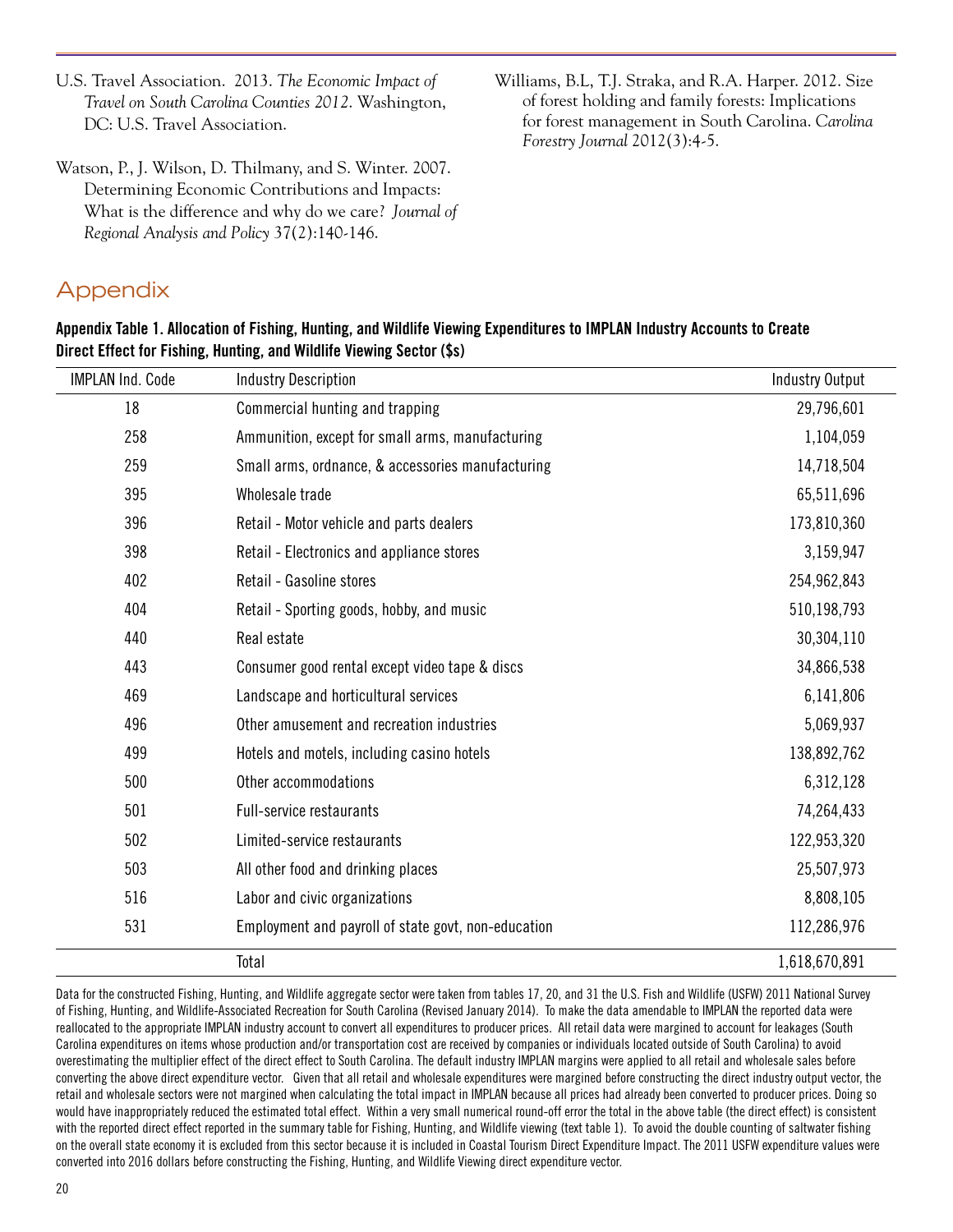U.S. Travel Association. 2013. *The Economic Impact of Travel on South Carolina Counties 2012*. Washington, DC: U.S. Travel Association.

Watson, P., J. Wilson, D. Thilmany, and S. Winter. 2007. Determining Economic Contributions and Impacts: What is the difference and why do we care? *Journal of Regional Analysis and Policy* 37(2):140-146.

Williams, B.L, T.J. Straka, and R.A. Harper. 2012. Size of forest holding and family forests: Implications for forest management in South Carolina. *Carolina Forestry Journal* 2012(3):4-5.

## Appendix

**Appendix Table 1. Allocation of Fishing, Hunting, and Wildlife Viewing Expenditures to IMPLAN Industry Accounts to Create Direct Effect for Fishing, Hunting, and Wildlife Viewing Sector ($s)**

| IMPLAN Ind. Code | Industry Description | Industry Output |
|---|---|---|
| 18 | Commercial hunting and trapping | 29,796,601 |
| 258 | Ammunition, except for small arms, manufacturing | 1,104,059 |
| 259 | Small arms, ordnance, & accessories manufacturing | 14,718,504 |
| 395 | Wholesale trade | 65,511,696 |
| 396 | Retail - Motor vehicle and parts dealers | 173,810,360 |
| 398 | Retail - Electronics and appliance stores | 3,159,947 |
| 402 | Retail - Gasoline stores | 254,962,843 |
| 404 | Retail - Sporting goods, hobby, and music | 510,198,793 |
| 440 | Real estate | 30,304,110 |
| 443 | Consumer good rental except video tape & discs | 34,866,538 |
| 469 | Landscape and horticultural services | 6,141,806 |
| 496 | Other amusement and recreation industries | 5,069,937 |
| 499 | Hotels and motels, including casino hotels | 138,892,762 |
| 500 | Other accommodations | 6,312,128 |
| 501 | Full-service restaurants | 74,264,433 |
| 502 | Limited-service restaurants | 122,953,320 |
| 503 | All other food and drinking places | 25,507,973 |
| 516 | Labor and civic organizations | 8,808,105 |
| 531 | Employment and payroll of state govt, non-education | 112,286,976 |
| | Total | 1,618,670,891 |

Data for the constructed Fishing, Hunting, and Wildlife aggregate sector were taken from tables 17, 20, and 31 the U.S. Fish and Wildlife (USFW) 2011 National Survey of Fishing, Hunting, and Wildlife-Associated Recreation for South Carolina (Revised January 2014). To make the data amendable to IMPLAN the reported data were reallocated to the appropriate IMPLAN industry account to convert all expenditures to producer prices. All retail data were margined to account for leakages (South Carolina expenditures on items whose production and/or transportation cost are received by companies or individuals located outside of South Carolina) to avoid overestimating the multiplier effect of the direct effect to South Carolina. The default industry IMPLAN margins were applied to all retail and wholesale sales before converting the above direct expenditure vector. Given that all retail and wholesale expenditures were margined before constructing the direct industry output vector, the retail and wholesale sectors were not margined when calculating the total impact in IMPLAN because all prices had already been converted to producer prices. Doing so would have inappropriately reduced the estimated total effect. Within a very small numerical round-off error the total in the above table (the direct effect) is consistent with the reported direct effect reported in the summary table for Fishing, Hunting, and Wildlife viewing (text table 1). To avoid the double counting of saltwater fishing on the overall state economy it is excluded from this sector because it is included in Coastal Tourism Direct Expenditure Impact. The 2011 USFW expenditure values were converted into 2016 dollars before constructing the Fishing, Hunting, and Wildlife Viewing direct expenditure vector.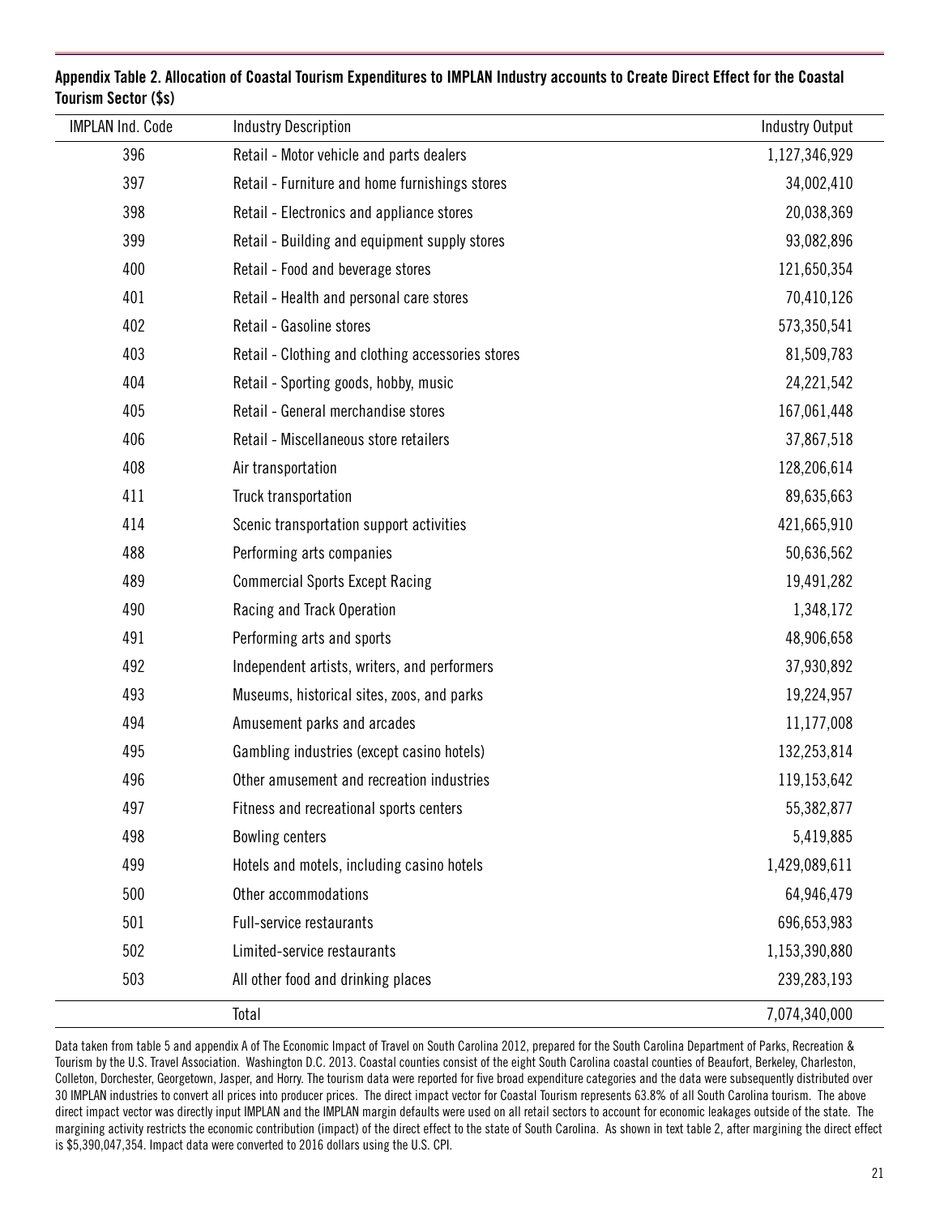**Appendix Table 2. Allocation of Coastal Tourism Expenditures to IMPLAN Industry accounts to Create Direct Effect for the Coastal Tourism Sector ($s)**

| IMPLAN Ind. Code | Industry Description | Industry Output |
|---|---|---|
| 396 | Retail - Motor vehicle and parts dealers | 1,127,346,929 |
| 397 | Retail - Furniture and home furnishings stores | 34,002,410 |
| 398 | Retail - Electronics and appliance stores | 20,038,369 |
| 399 | Retail - Building and equipment supply stores | 93,082,896 |
| 400 | Retail - Food and beverage stores | 121,650,354 |
| 401 | Retail - Health and personal care stores | 70,410,126 |
| 402 | Retail - Gasoline stores | 573,350,541 |
| 403 | Retail - Clothing and clothing accessories stores | 81,509,783 |
| 404 | Retail - Sporting goods, hobby, music | 24,221,542 |
| 405 | Retail - General merchandise stores | 167,061,448 |
| 406 | Retail - Miscellaneous store retailers | 37,867,518 |
| 408 | Air transportation | 128,206,614 |
| 411 | Truck transportation | 89,635,663 |
| 414 | Scenic transportation support activities | 421,665,910 |
| 488 | Performing arts companies | 50,636,562 |
| 489 | Commercial Sports Except Racing | 19,491,282 |
| 490 | Racing and Track Operation | 1,348,172 |
| 491 | Performing arts and sports | 48,906,658 |
| 492 | Independent artists, writers, and performers | 37,930,892 |
| 493 | Museums, historical sites, zoos, and parks | 19,224,957 |
| 494 | Amusement parks and arcades | 11,177,008 |
| 495 | Gambling industries (except casino hotels) | 132,253,814 |
| 496 | Other amusement and recreation industries | 119,153,642 |
| 497 | Fitness and recreational sports centers | 55,382,877 |
| 498 | Bowling centers | 5,419,885 |
| 499 | Hotels and motels, including casino hotels | 1,429,089,611 |
| 500 | Other accommodations | 64,946,479 |
| 501 | Full-service restaurants | 696,653,983 |
| 502 | Limited-service restaurants | 1,153,390,880 |
| 503 | All other food and drinking places | 239,283,193 |
| | Total | 7,074,340,000 |

Data taken from table 5 and appendix A of The Economic Impact of Travel on South Carolina 2012, prepared for the South Carolina Department of Parks, Recreation & Tourism by the U.S. Travel Association. Washington D.C. 2013. Coastal counties consist of the eight South Carolina coastal counties of Beaufort, Berkeley, Charleston, Colleton, Dorchester, Georgetown, Jasper, and Horry. The tourism data were reported for five broad expenditure categories and the data were subsequently distributed over 30 IMPLAN industries to convert all prices into producer prices. The direct impact vector for Coastal Tourism represents 63.8% of all South Carolina tourism. The above direct impact vector was directly input IMPLAN and the IMPLAN margin defaults were used on all retail sectors to account for economic leakages outside of the state. The margining activity restricts the economic contribution (impact) of the direct effect to the state of South Carolina. As shown in text table 2, after margining the direct effect is $5,390,047,354. Impact data were converted to 2016 dollars using the U.S. CPI.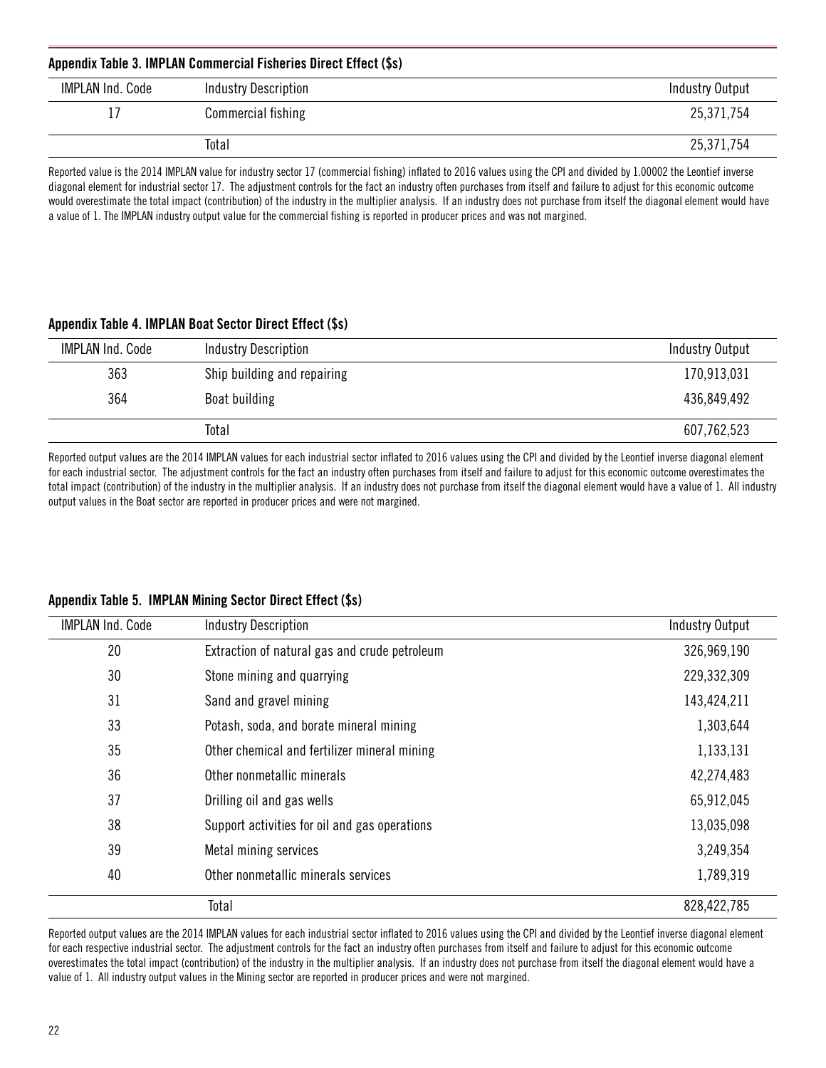**Appendix Table 3. IMPLAN Commercial Fisheries Direct Effect ($s)**

| IMPLAN Ind. Code | Industry Description | Industry Output |
|---|---|---|
| 17 | Commercial fishing | 25,371,754 |
| | Total | 25,371,754 |

Reported value is the 2014 IMPLAN value for industry sector 17 (commercial fishing) inflated to 2016 values using the CPI and divided by 1.00002 the Leontief inverse diagonal element for industrial sector 17. The adjustment controls for the fact an industry often purchases from itself and failure to adjust for this economic outcome would overestimate the total impact (contribution) of the industry in the multiplier analysis. If an industry does not purchase from itself the diagonal element would have a value of 1. The IMPLAN industry output value for the commercial fishing is reported in producer prices and was not margined.

**Appendix Table 4. IMPLAN Boat Sector Direct Effect ($s)**

| IMPLAN Ind. Code | Industry Description | Industry Output |
|---|---|---|
| 363 | Ship building and repairing | 170,913,031 |
| 364 | Boat building | 436,849,492 |
| | Total | 607,762,523 |

Reported output values are the 2014 IMPLAN values for each industrial sector inflated to 2016 values using the CPI and divided by the Leontief inverse diagonal element for each industrial sector. The adjustment controls for the fact an industry often purchases from itself and failure to adjust for this economic outcome overestimates the total impact (contribution) of the industry in the multiplier analysis. If an industry does not purchase from itself the diagonal element would have a value of 1. All industry output values in the Boat sector are reported in producer prices and were not margined.

**Appendix Table 5. IMPLAN Mining Sector Direct Effect ($s)**

| IMPLAN Ind. Code | Industry Description | Industry Output |
|---|---|---|
| 20 | Extraction of natural gas and crude petroleum | 326,969,190 |
| 30 | Stone mining and quarrying | 229,332,309 |
| 31 | Sand and gravel mining | 143,424,211 |
| 33 | Potash, soda, and borate mineral mining | 1,303,644 |
| 35 | Other chemical and fertilizer mineral mining | 1,133,131 |
| 36 | Other nonmetallic minerals | 42,274,483 |
| 37 | Drilling oil and gas wells | 65,912,045 |
| 38 | Support activities for oil and gas operations | 13,035,098 |
| 39 | Metal mining services | 3,249,354 |
| 40 | Other nonmetallic minerals services | 1,789,319 |
| | Total | 828,422,785 |

Reported output values are the 2014 IMPLAN values for each industrial sector inflated to 2016 values using the CPI and divided by the Leontief inverse diagonal element for each respective industrial sector. The adjustment controls for the fact an industry often purchases from itself and failure to adjust for this economic outcome overestimates the total impact (contribution) of the industry in the multiplier analysis. If an industry does not purchase from itself the diagonal element would have a value of 1. All industry output values in the Mining sector are reported in producer prices and were not margined.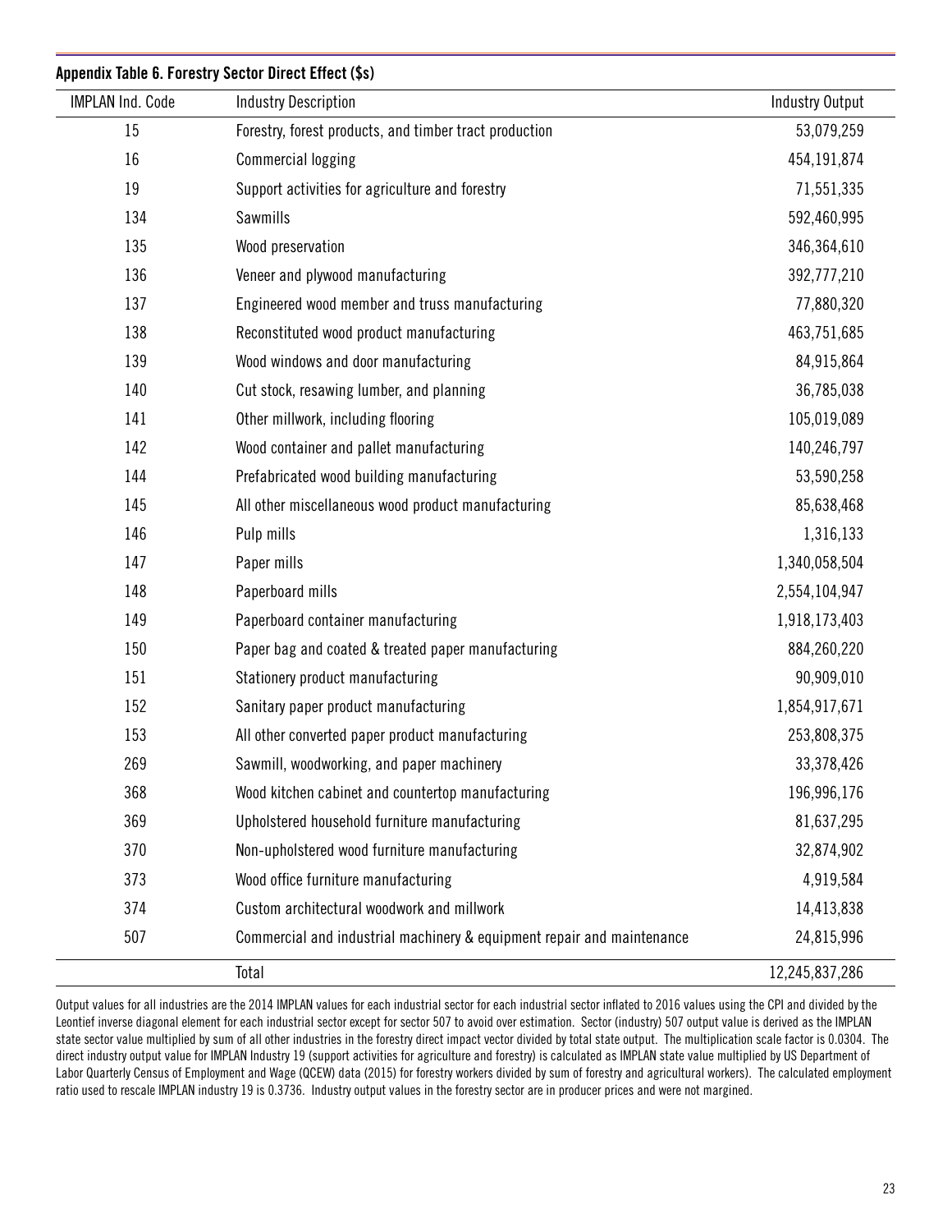**Appendix Table 6. Forestry Sector Direct Effect ($s)**

| IMPLAN Ind. Code | Industry Description | Industry Output |
|---|---|---|
| 15 | Forestry, forest products, and timber tract production | 53,079,259 |
| 16 | Commercial logging | 454,191,874 |
| 19 | Support activities for agriculture and forestry | 71,551,335 |
| 134 | Sawmills | 592,460,995 |
| 135 | Wood preservation | 346,364,610 |
| 136 | Veneer and plywood manufacturing | 392,777,210 |
| 137 | Engineered wood member and truss manufacturing | 77,880,320 |
| 138 | Reconstituted wood product manufacturing | 463,751,685 |
| 139 | Wood windows and door manufacturing | 84,915,864 |
| 140 | Cut stock, resawing lumber, and planning | 36,785,038 |
| 141 | Other millwork, including flooring | 105,019,089 |
| 142 | Wood container and pallet manufacturing | 140,246,797 |
| 144 | Prefabricated wood building manufacturing | 53,590,258 |
| 145 | All other miscellaneous wood product manufacturing | 85,638,468 |
| 146 | Pulp mills | 1,316,133 |
| 147 | Paper mills | 1,340,058,504 |
| 148 | Paperboard mills | 2,554,104,947 |
| 149 | Paperboard container manufacturing | 1,918,173,403 |
| 150 | Paper bag and coated & treated paper manufacturing | 884,260,220 |
| 151 | Stationery product manufacturing | 90,909,010 |
| 152 | Sanitary paper product manufacturing | 1,854,917,671 |
| 153 | All other converted paper product manufacturing | 253,808,375 |
| 269 | Sawmill, woodworking, and paper machinery | 33,378,426 |
| 368 | Wood kitchen cabinet and countertop manufacturing | 196,996,176 |
| 369 | Upholstered household furniture manufacturing | 81,637,295 |
| 370 | Non-upholstered wood furniture manufacturing | 32,874,902 |
| 373 | Wood office furniture manufacturing | 4,919,584 |
| 374 | Custom architectural woodwork and millwork | 14,413,838 |
| 507 | Commercial and industrial machinery & equipment repair and maintenance | 24,815,996 |
| | Total | 12,245,837,286 |

Output values for all industries are the 2014 IMPLAN values for each industrial sector for each industrial sector inflated to 2016 values using the CPI and divided by the Leontief inverse diagonal element for each industrial sector except for sector 507 to avoid over estimation. Sector (industry) 507 output value is derived as the IMPLAN state sector value multiplied by sum of all other industries in the forestry direct impact vector divided by total state output. The multiplication scale factor is 0.0304. The direct industry output value for IMPLAN Industry 19 (support activities for agriculture and forestry) is calculated as IMPLAN state value multiplied by US Department of Labor Quarterly Census of Employment and Wage (QCEW) data (2015) for forestry workers divided by sum of forestry and agricultural workers). The calculated employment ratio used to rescale IMPLAN industry 19 is 0.3736. Industry output values in the forestry sector are in producer prices and were not margined.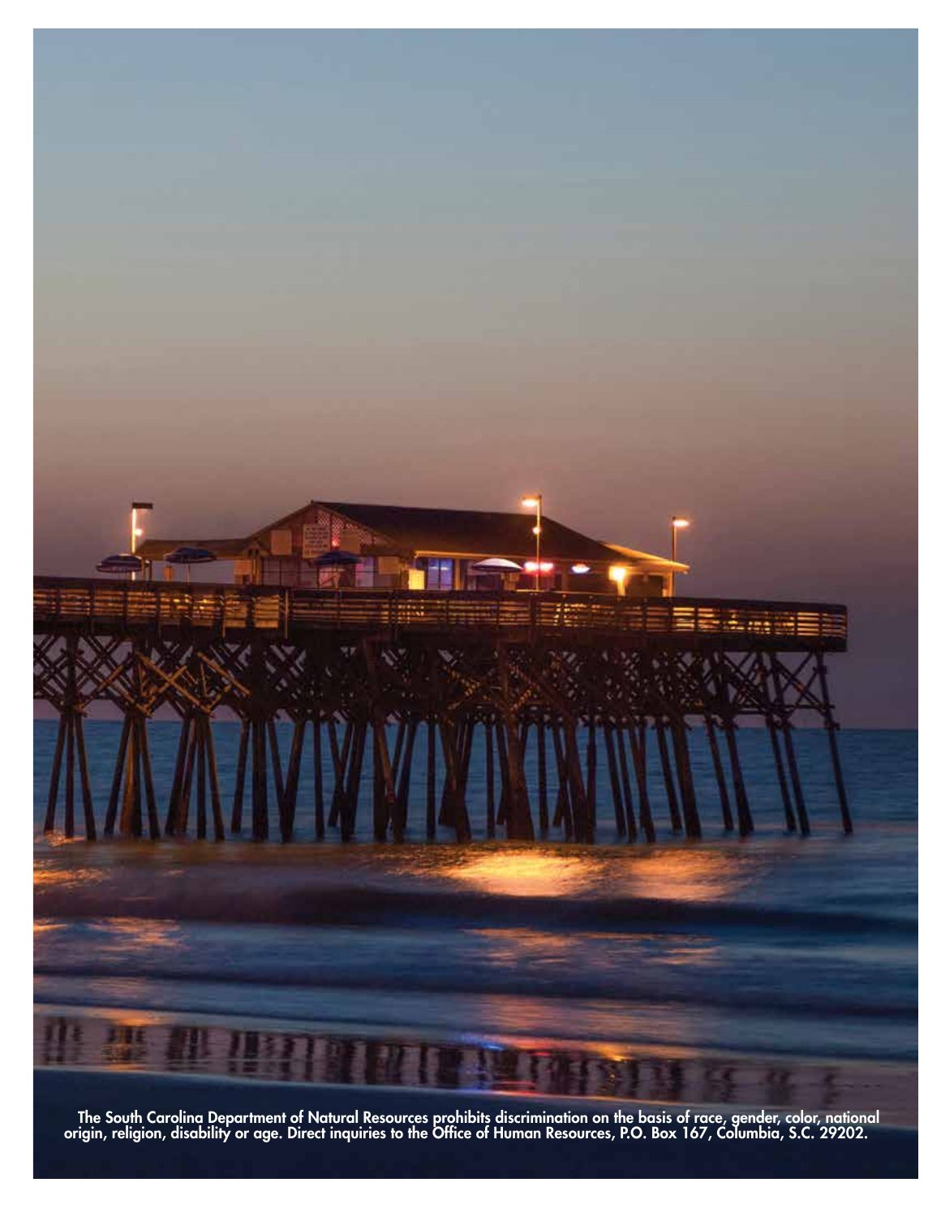The South Carolina Department of Natural Resources prohibits discrimination on the basis of race, gender, color, national origin, religion, disability or age. Direct inquiries to the Office of Human Resources, P.O. Box 167, Columbia, S.C. 29202.